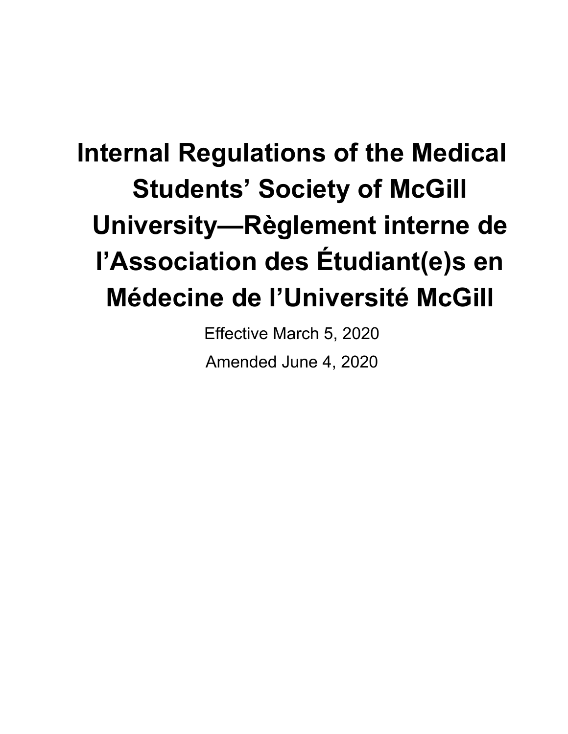# Internal Regulations of the Medical Students' Society of McGill University—Règlement interne de l'Association des Étudiant(e)s en Médecine de l'Université McGill

Effective March 5, 2020

Amended June 4, 2020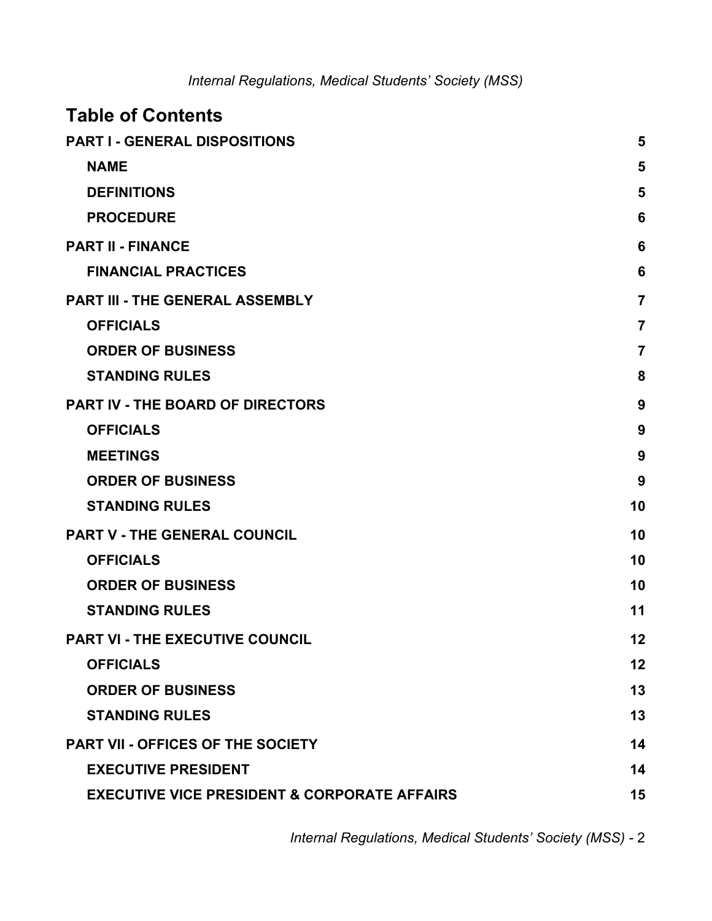# Table of Contents

| | |
|---|---|
| **PART I - GENERAL DISPOSITIONS** | **5** |
| **NAME** | **5** |
| **DEFINITIONS** | **5** |
| **PROCEDURE** | **6** |
| **PART II - FINANCE** | **6** |
| **FINANCIAL PRACTICES** | **6** |
| **PART III - THE GENERAL ASSEMBLY** | **7** |
| **OFFICIALS** | **7** |
| **ORDER OF BUSINESS** | **7** |
| **STANDING RULES** | **8** |
| **PART IV - THE BOARD OF DIRECTORS** | **9** |
| **OFFICIALS** | **9** |
| **MEETINGS** | **9** |
| **ORDER OF BUSINESS** | **9** |
| **STANDING RULES** | **10** |
| **PART V - THE GENERAL COUNCIL** | **10** |
| **OFFICIALS** | **10** |
| **ORDER OF BUSINESS** | **10** |
| **STANDING RULES** | **11** |
| **PART VI - THE EXECUTIVE COUNCIL** | **12** |
| **OFFICIALS** | **12** |
| **ORDER OF BUSINESS** | **13** |
| **STANDING RULES** | **13** |
| **PART VII - OFFICES OF THE SOCIETY** | **14** |
| **EXECUTIVE PRESIDENT** | **14** |
| **EXECUTIVE VICE PRESIDENT & CORPORATE AFFAIRS** | **15** |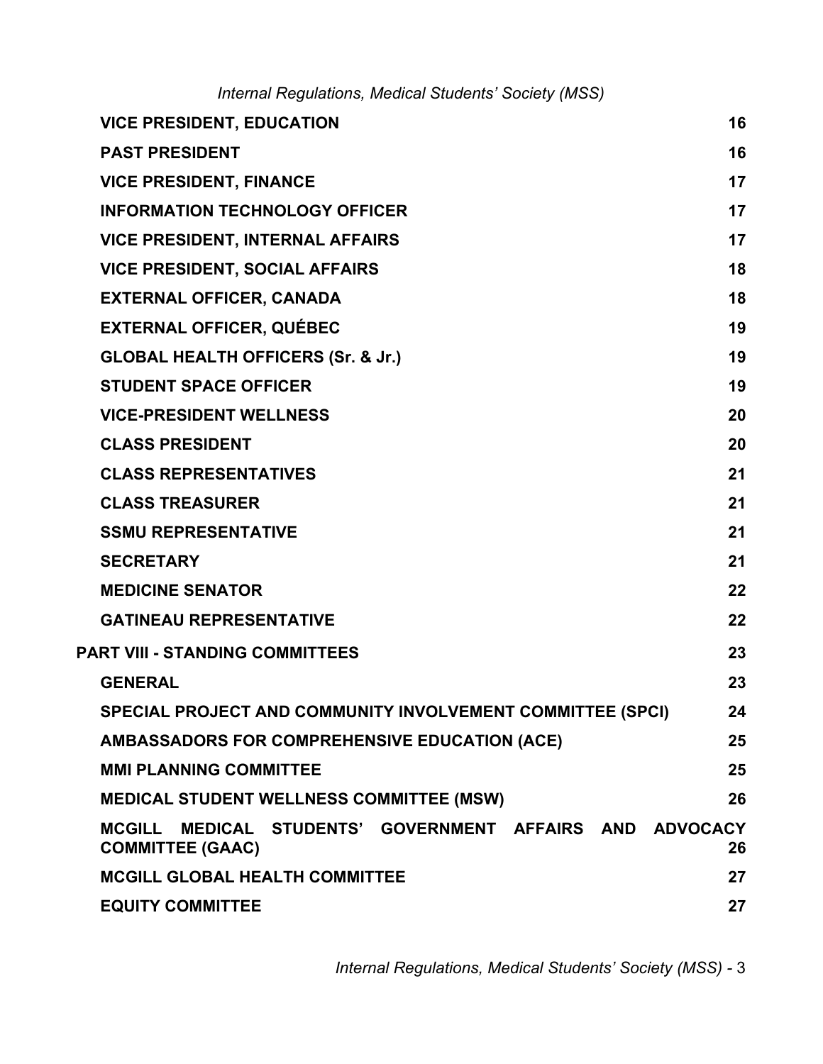**VICE PRESIDENT, EDUCATION** 16

**PAST PRESIDENT** 16

**VICE PRESIDENT, FINANCE** 17

**INFORMATION TECHNOLOGY OFFICER** 17

**VICE PRESIDENT, INTERNAL AFFAIRS** 17

**VICE PRESIDENT, SOCIAL AFFAIRS** 18

**EXTERNAL OFFICER, CANADA** 18

**EXTERNAL OFFICER, QUÉBEC** 19

**GLOBAL HEALTH OFFICERS (Sr. & Jr.)** 19

**STUDENT SPACE OFFICER** 19

**VICE-PRESIDENT WELLNESS** 20

**CLASS PRESIDENT** 20

**CLASS REPRESENTATIVES** 21

**CLASS TREASURER** 21

**SSMU REPRESENTATIVE** 21

**SECRETARY** 21

**MEDICINE SENATOR** 22

**GATINEAU REPRESENTATIVE** 22

**PART VIII - STANDING COMMITTEES** 23

**GENERAL** 23

**SPECIAL PROJECT AND COMMUNITY INVOLVEMENT COMMITTEE (SPCI)** 24

**AMBASSADORS FOR COMPREHENSIVE EDUCATION (ACE)** 25

**MMI PLANNING COMMITTEE** 25

**MEDICAL STUDENT WELLNESS COMMITTEE (MSW)** 26

**MCGILL MEDICAL STUDENTS' GOVERNMENT AFFAIRS AND ADVOCACY COMMITTEE (GAAC)** 26

**MCGILL GLOBAL HEALTH COMMITTEE** 27

**EQUITY COMMITTEE** 27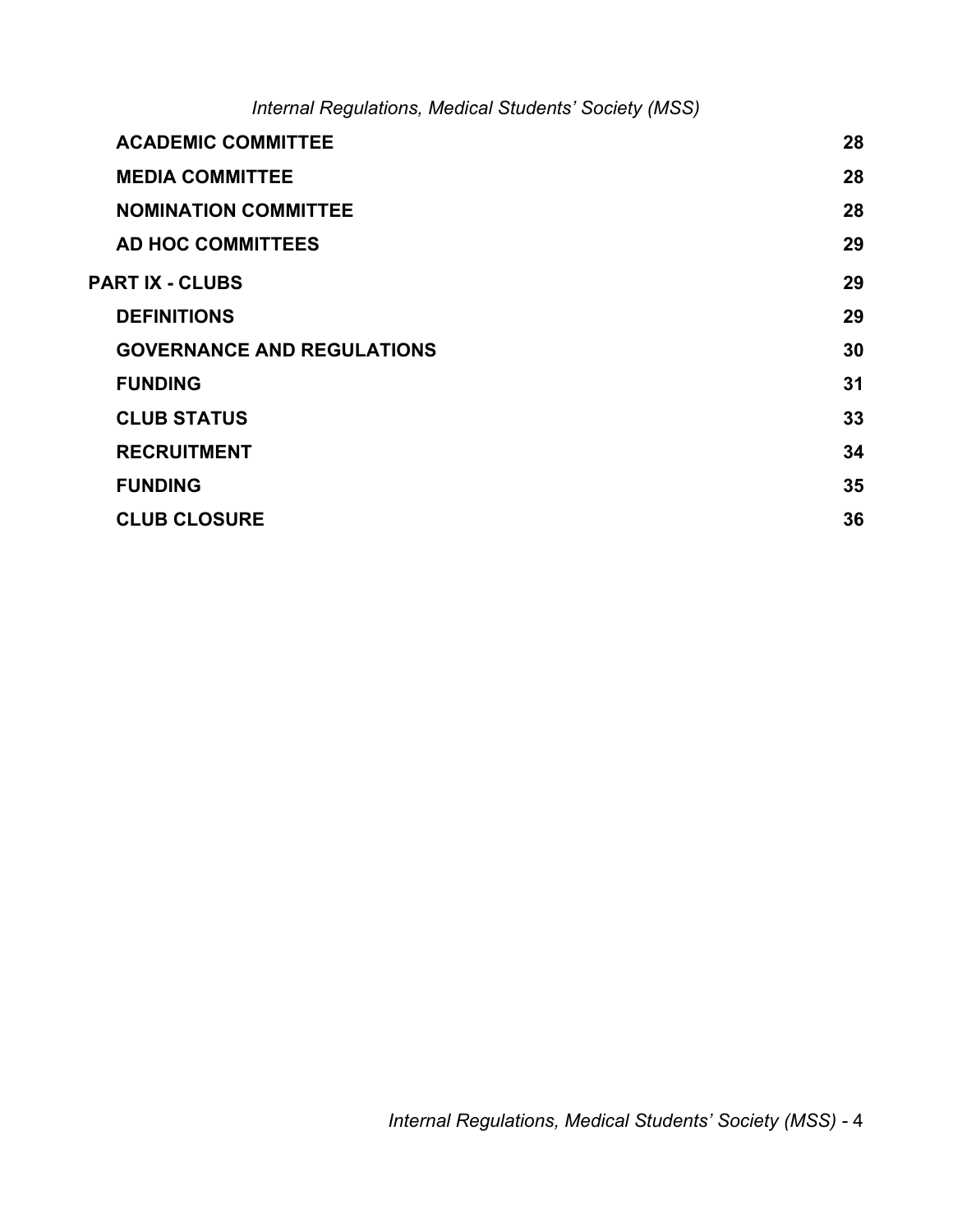| | |
|---|---|
| **ACADEMIC COMMITTEE** | **28** |
| **MEDIA COMMITTEE** | **28** |
| **NOMINATION COMMITTEE** | **28** |
| **AD HOC COMMITTEES** | **29** |
| **PART IX - CLUBS** | **29** |
| **DEFINITIONS** | **29** |
| **GOVERNANCE AND REGULATIONS** | **30** |
| **FUNDING** | **31** |
| **CLUB STATUS** | **33** |
| **RECRUITMENT** | **34** |
| **FUNDING** | **35** |
| **CLUB CLOSURE** | **36** |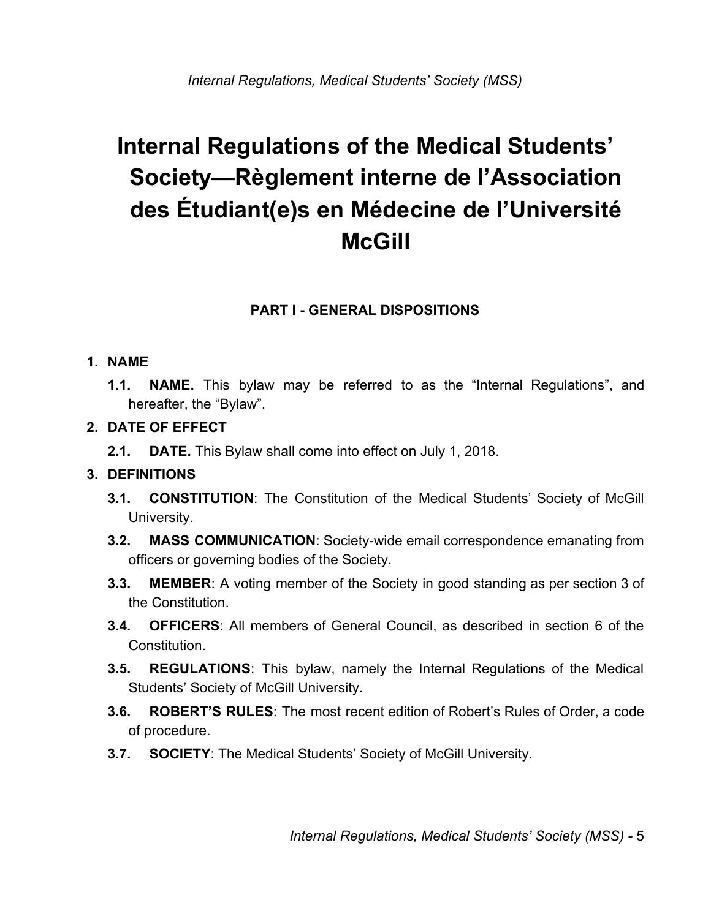# Internal Regulations of the Medical Students' Society—Règlement interne de l'Association des Étudiant(e)s en Médecine de l'Université McGill

## PART I - GENERAL DISPOSITIONS

### 1. NAME

**1.1. NAME.** This bylaw may be referred to as the "Internal Regulations", and hereafter, the "Bylaw".

### 2. DATE OF EFFECT

**2.1. DATE.** This Bylaw shall come into effect on July 1, 2018.

### 3. DEFINITIONS

**3.1. CONSTITUTION**: The Constitution of the Medical Students' Society of McGill University.

**3.2. MASS COMMUNICATION**: Society-wide email correspondence emanating from officers or governing bodies of the Society.

**3.3. MEMBER**: A voting member of the Society in good standing as per section 3 of the Constitution.

**3.4. OFFICERS**: All members of General Council, as described in section 6 of the Constitution.

**3.5. REGULATIONS**: This bylaw, namely the Internal Regulations of the Medical Students' Society of McGill University.

**3.6. ROBERT'S RULES**: The most recent edition of Robert's Rules of Order, a code of procedure.

**3.7. SOCIETY**: The Medical Students' Society of McGill University.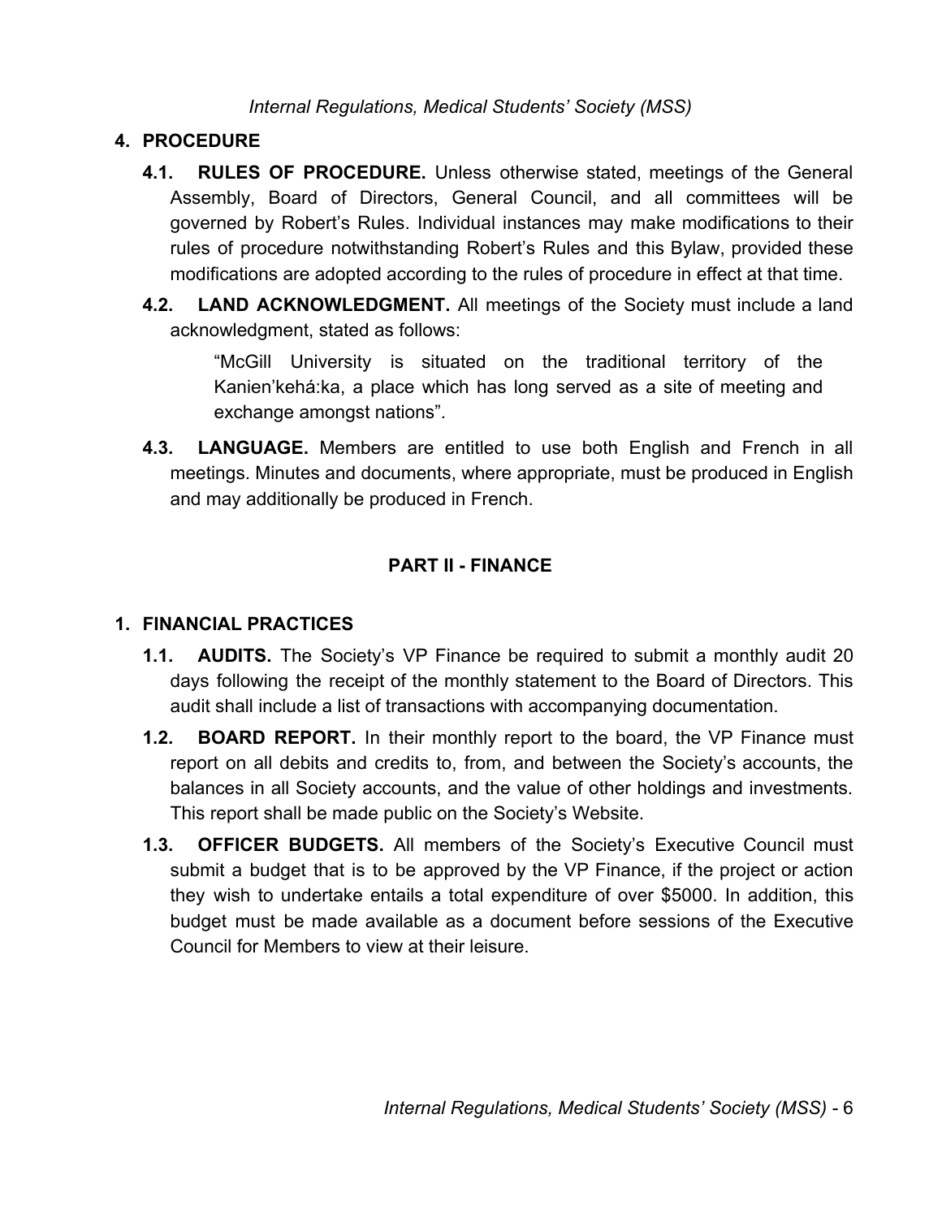## 4. PROCEDURE

**4.1. RULES OF PROCEDURE.** Unless otherwise stated, meetings of the General Assembly, Board of Directors, General Council, and all committees will be governed by Robert's Rules. Individual instances may make modifications to their rules of procedure notwithstanding Robert's Rules and this Bylaw, provided these modifications are adopted according to the rules of procedure in effect at that time.

**4.2. LAND ACKNOWLEDGMENT.** All meetings of the Society must include a land acknowledgment, stated as follows:

> "McGill University is situated on the traditional territory of the Kanien'kehá:ka, a place which has long served as a site of meeting and exchange amongst nations".

**4.3. LANGUAGE.** Members are entitled to use both English and French in all meetings. Minutes and documents, where appropriate, must be produced in English and may additionally be produced in French.

# PART II - FINANCE

## 1. FINANCIAL PRACTICES

**1.1. AUDITS.** The Society's VP Finance be required to submit a monthly audit 20 days following the receipt of the monthly statement to the Board of Directors. This audit shall include a list of transactions with accompanying documentation.

**1.2. BOARD REPORT.** In their monthly report to the board, the VP Finance must report on all debits and credits to, from, and between the Society's accounts, the balances in all Society accounts, and the value of other holdings and investments. This report shall be made public on the Society's Website.

**1.3. OFFICER BUDGETS.** All members of the Society's Executive Council must submit a budget that is to be approved by the VP Finance, if the project or action they wish to undertake entails a total expenditure of over $5000. In addition, this budget must be made available as a document before sessions of the Executive Council for Members to view at their leisure.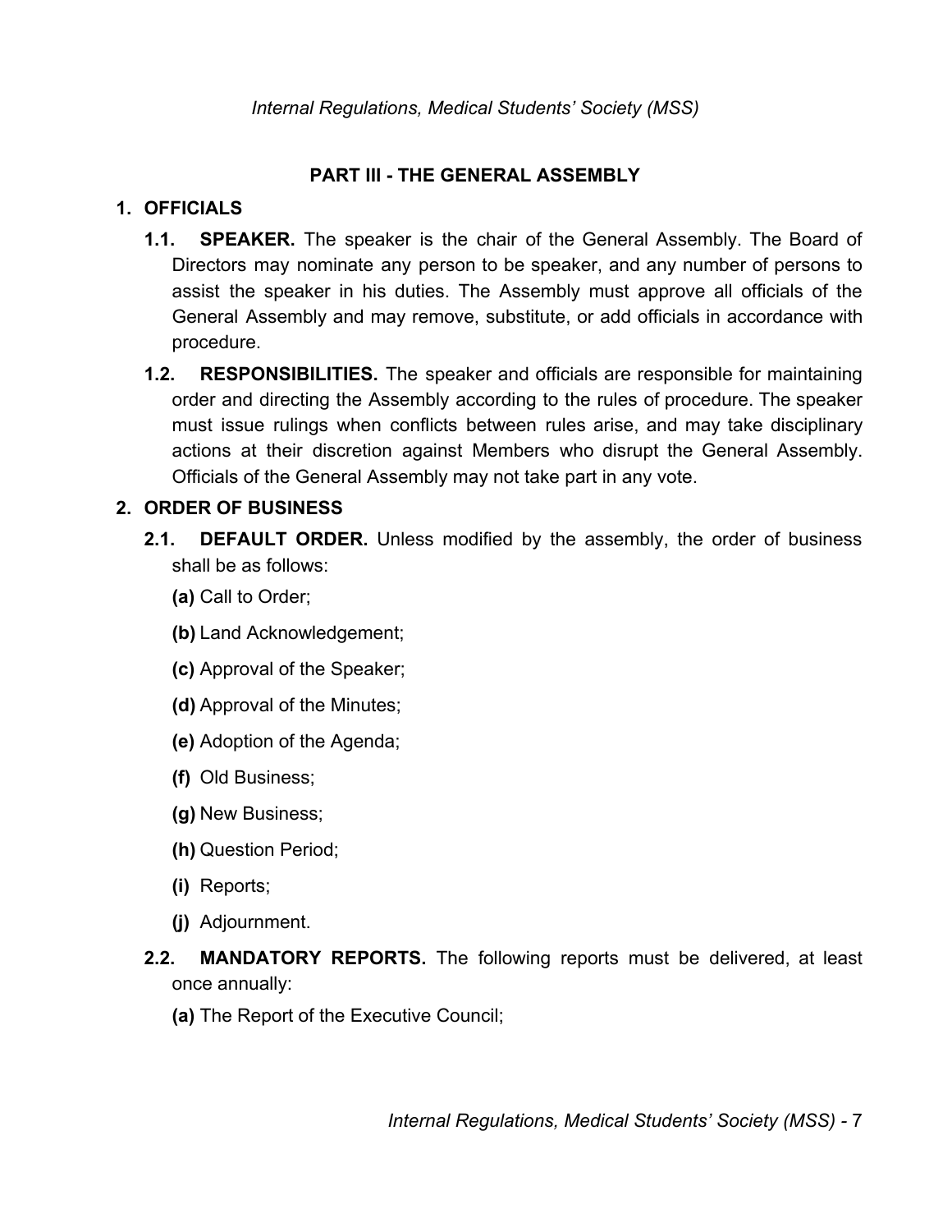## PART III - THE GENERAL ASSEMBLY

### 1. OFFICIALS

**1.1. SPEAKER.** The speaker is the chair of the General Assembly. The Board of Directors may nominate any person to be speaker, and any number of persons to assist the speaker in his duties. The Assembly must approve all officials of the General Assembly and may remove, substitute, or add officials in accordance with procedure.

**1.2. RESPONSIBILITIES.** The speaker and officials are responsible for maintaining order and directing the Assembly according to the rules of procedure. The speaker must issue rulings when conflicts between rules arise, and may take disciplinary actions at their discretion against Members who disrupt the General Assembly. Officials of the General Assembly may not take part in any vote.

### 2. ORDER OF BUSINESS

**2.1. DEFAULT ORDER.** Unless modified by the assembly, the order of business shall be as follows:

**(a)** Call to Order;

**(b)** Land Acknowledgement;

**(c)** Approval of the Speaker;

**(d)** Approval of the Minutes;

**(e)** Adoption of the Agenda;

**(f)** Old Business;

**(g)** New Business;

**(h)** Question Period;

**(i)** Reports;

**(j)** Adjournment.

**2.2. MANDATORY REPORTS.** The following reports must be delivered, at least once annually:

**(a)** The Report of the Executive Council;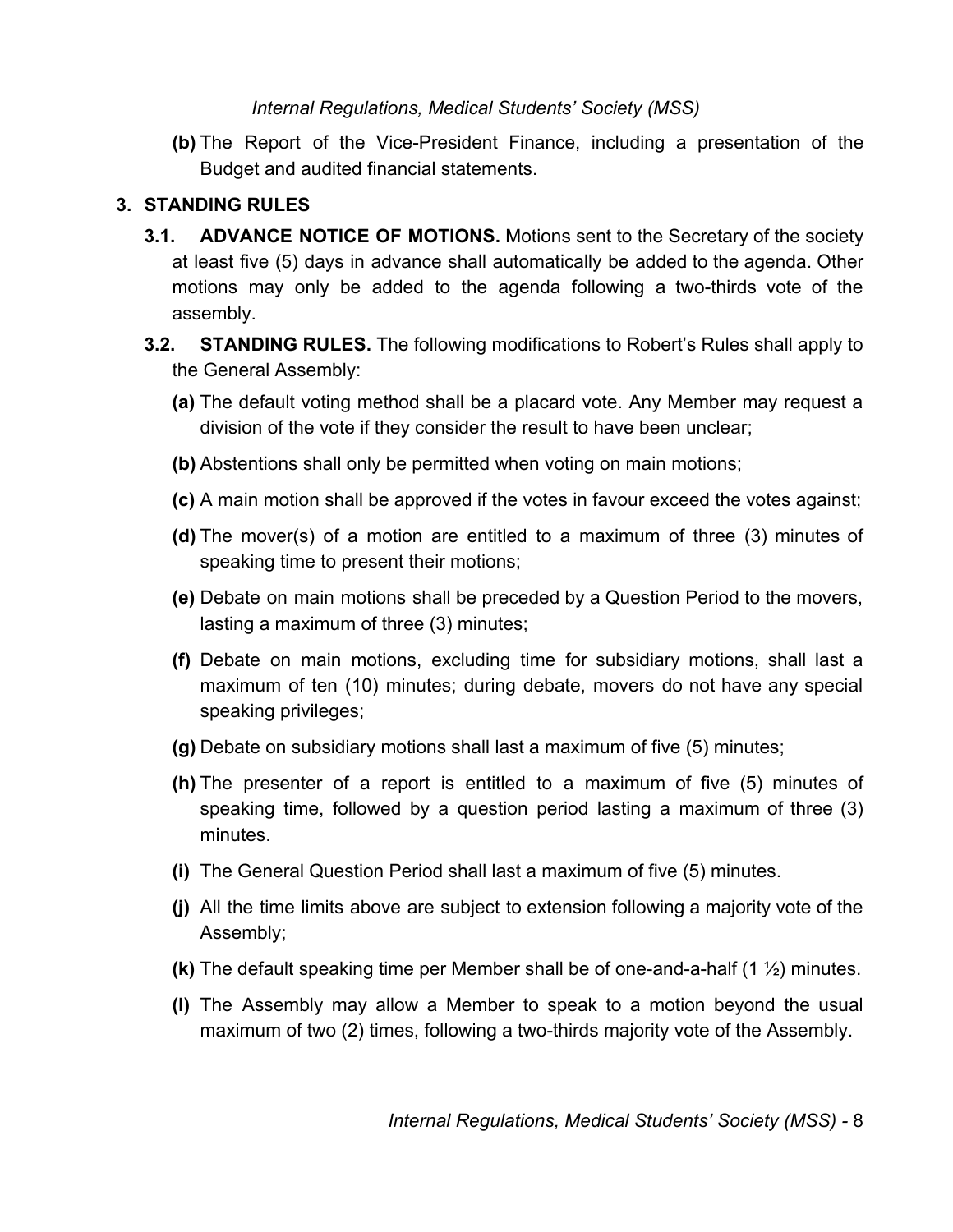**(b)** The Report of the Vice-President Finance, including a presentation of the Budget and audited financial statements.

## 3. STANDING RULES

**3.1. ADVANCE NOTICE OF MOTIONS.** Motions sent to the Secretary of the society at least five (5) days in advance shall automatically be added to the agenda. Other motions may only be added to the agenda following a two-thirds vote of the assembly.

**3.2. STANDING RULES.** The following modifications to Robert's Rules shall apply to the General Assembly:

**(a)** The default voting method shall be a placard vote. Any Member may request a division of the vote if they consider the result to have been unclear;

**(b)** Abstentions shall only be permitted when voting on main motions;

**(c)** A main motion shall be approved if the votes in favour exceed the votes against;

**(d)** The mover(s) of a motion are entitled to a maximum of three (3) minutes of speaking time to present their motions;

**(e)** Debate on main motions shall be preceded by a Question Period to the movers, lasting a maximum of three (3) minutes;

**(f)** Debate on main motions, excluding time for subsidiary motions, shall last a maximum of ten (10) minutes; during debate, movers do not have any special speaking privileges;

**(g)** Debate on subsidiary motions shall last a maximum of five (5) minutes;

**(h)** The presenter of a report is entitled to a maximum of five (5) minutes of speaking time, followed by a question period lasting a maximum of three (3) minutes.

**(i)** The General Question Period shall last a maximum of five (5) minutes.

**(j)** All the time limits above are subject to extension following a majority vote of the Assembly;

**(k)** The default speaking time per Member shall be of one-and-a-half (1 ½) minutes.

**(l)** The Assembly may allow a Member to speak to a motion beyond the usual maximum of two (2) times, following a two-thirds majority vote of the Assembly.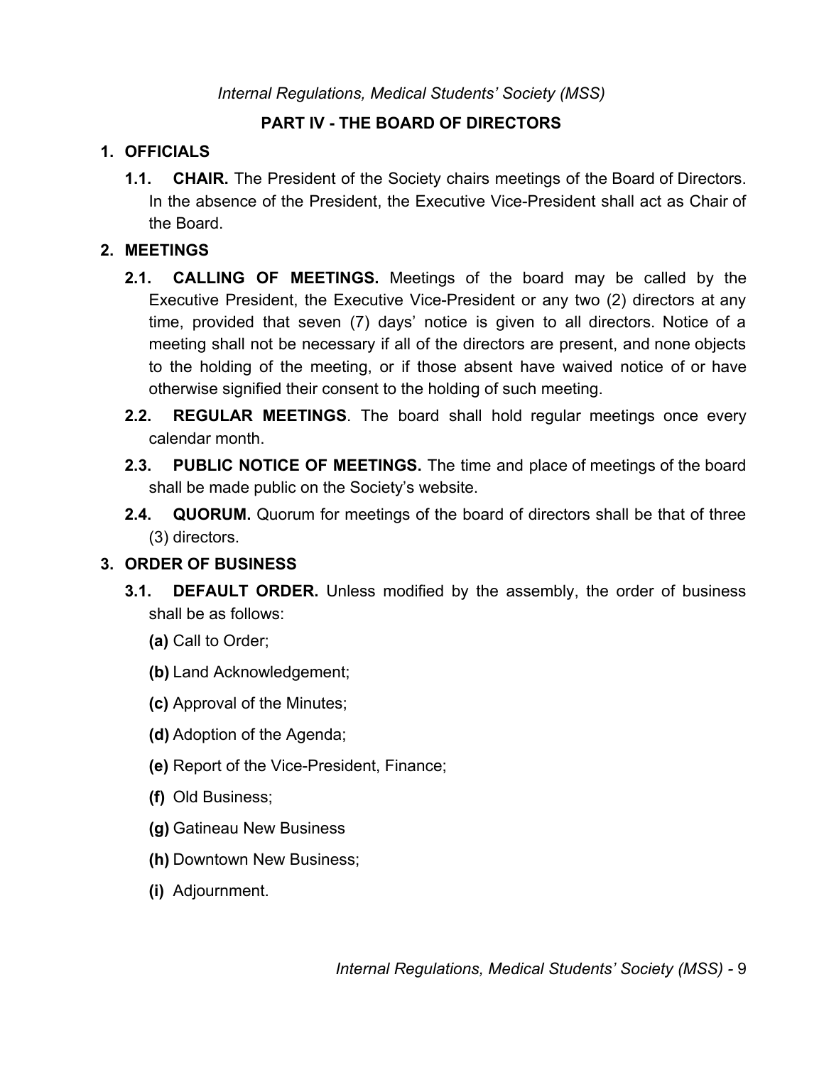## PART IV - THE BOARD OF DIRECTORS

### 1. OFFICIALS

**1.1. CHAIR.** The President of the Society chairs meetings of the Board of Directors. In the absence of the President, the Executive Vice-President shall act as Chair of the Board.

### 2. MEETINGS

**2.1. CALLING OF MEETINGS.** Meetings of the board may be called by the Executive President, the Executive Vice-President or any two (2) directors at any time, provided that seven (7) days' notice is given to all directors. Notice of a meeting shall not be necessary if all of the directors are present, and none objects to the holding of the meeting, or if those absent have waived notice of or have otherwise signified their consent to the holding of such meeting.

**2.2. REGULAR MEETINGS**. The board shall hold regular meetings once every calendar month.

**2.3. PUBLIC NOTICE OF MEETINGS.** The time and place of meetings of the board shall be made public on the Society's website.

**2.4. QUORUM.** Quorum for meetings of the board of directors shall be that of three (3) directors.

### 3. ORDER OF BUSINESS

**3.1. DEFAULT ORDER.** Unless modified by the assembly, the order of business shall be as follows:

**(a)** Call to Order;

**(b)** Land Acknowledgement;

**(c)** Approval of the Minutes;

**(d)** Adoption of the Agenda;

**(e)** Report of the Vice-President, Finance;

**(f)** Old Business;

**(g)** Gatineau New Business

**(h)** Downtown New Business;

**(i)** Adjournment.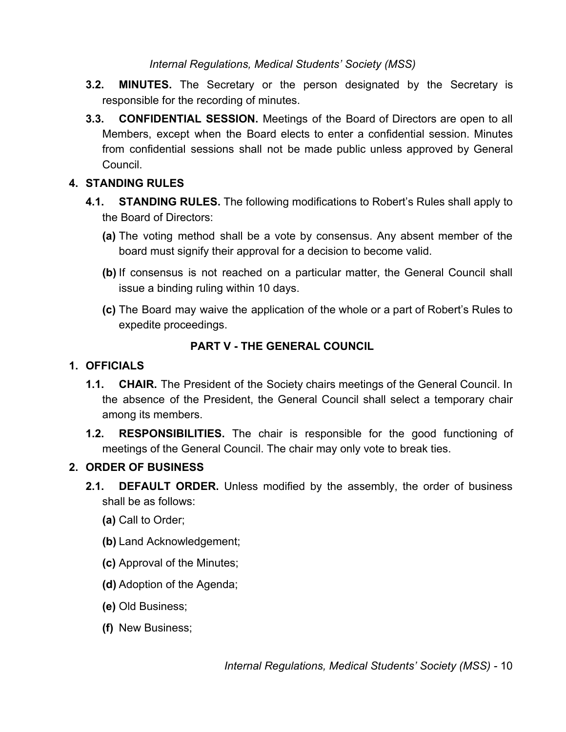**3.2. MINUTES.** The Secretary or the person designated by the Secretary is responsible for the recording of minutes.

**3.3. CONFIDENTIAL SESSION.** Meetings of the Board of Directors are open to all Members, except when the Board elects to enter a confidential session. Minutes from confidential sessions shall not be made public unless approved by General Council.

**4. STANDING RULES**

**4.1. STANDING RULES.** The following modifications to Robert's Rules shall apply to the Board of Directors:

**(a)** The voting method shall be a vote by consensus. Any absent member of the board must signify their approval for a decision to become valid.

**(b)** If consensus is not reached on a particular matter, the General Council shall issue a binding ruling within 10 days.

**(c)** The Board may waive the application of the whole or a part of Robert's Rules to expedite proceedings.

## PART V - THE GENERAL COUNCIL

**1. OFFICIALS**

**1.1. CHAIR.** The President of the Society chairs meetings of the General Council. In the absence of the President, the General Council shall select a temporary chair among its members.

**1.2. RESPONSIBILITIES.** The chair is responsible for the good functioning of meetings of the General Council. The chair may only vote to break ties.

**2. ORDER OF BUSINESS**

**2.1. DEFAULT ORDER.** Unless modified by the assembly, the order of business shall be as follows:

**(a)** Call to Order;

**(b)** Land Acknowledgement;

**(c)** Approval of the Minutes;

**(d)** Adoption of the Agenda;

**(e)** Old Business;

**(f)** New Business;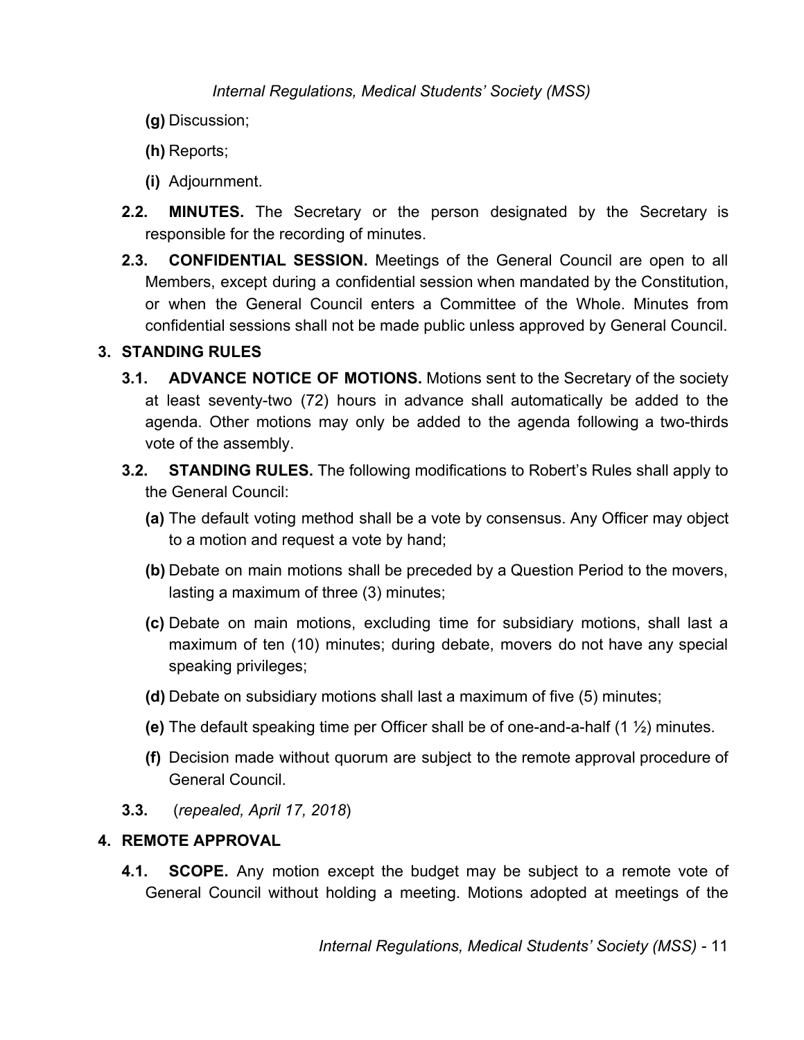**(g)** Discussion;

**(h)** Reports;

**(i)** Adjournment.

**2.2. MINUTES.** The Secretary or the person designated by the Secretary is responsible for the recording of minutes.

**2.3. CONFIDENTIAL SESSION.** Meetings of the General Council are open to all Members, except during a confidential session when mandated by the Constitution, or when the General Council enters a Committee of the Whole. Minutes from confidential sessions shall not be made public unless approved by General Council.

## 3. STANDING RULES

**3.1. ADVANCE NOTICE OF MOTIONS.** Motions sent to the Secretary of the society at least seventy-two (72) hours in advance shall automatically be added to the agenda. Other motions may only be added to the agenda following a two-thirds vote of the assembly.

**3.2. STANDING RULES.** The following modifications to Robert's Rules shall apply to the General Council:

**(a)** The default voting method shall be a vote by consensus. Any Officer may object to a motion and request a vote by hand;

**(b)** Debate on main motions shall be preceded by a Question Period to the movers, lasting a maximum of three (3) minutes;

**(c)** Debate on main motions, excluding time for subsidiary motions, shall last a maximum of ten (10) minutes; during debate, movers do not have any special speaking privileges;

**(d)** Debate on subsidiary motions shall last a maximum of five (5) minutes;

**(e)** The default speaking time per Officer shall be of one-and-a-half (1 ½) minutes.

**(f)** Decision made without quorum are subject to the remote approval procedure of General Council.

**3.3.** (*repealed, April 17, 2018*)

## 4. REMOTE APPROVAL

**4.1. SCOPE.** Any motion except the budget may be subject to a remote vote of General Council without holding a meeting. Motions adopted at meetings of the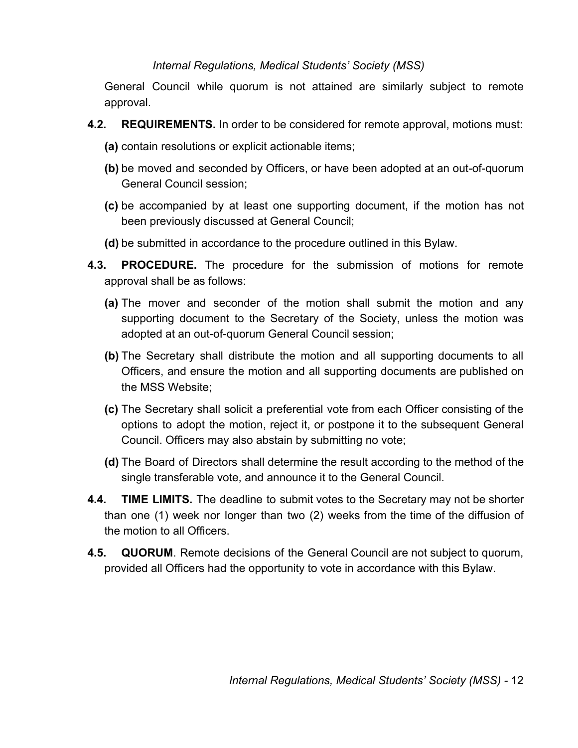General Council while quorum is not attained are similarly subject to remote approval.

**4.2. REQUIREMENTS.** In order to be considered for remote approval, motions must:

**(a)** contain resolutions or explicit actionable items;

**(b)** be moved and seconded by Officers, or have been adopted at an out-of-quorum General Council session;

**(c)** be accompanied by at least one supporting document, if the motion has not been previously discussed at General Council;

**(d)** be submitted in accordance to the procedure outlined in this Bylaw.

**4.3. PROCEDURE.** The procedure for the submission of motions for remote approval shall be as follows:

**(a)** The mover and seconder of the motion shall submit the motion and any supporting document to the Secretary of the Society, unless the motion was adopted at an out-of-quorum General Council session;

**(b)** The Secretary shall distribute the motion and all supporting documents to all Officers, and ensure the motion and all supporting documents are published on the MSS Website;

**(c)** The Secretary shall solicit a preferential vote from each Officer consisting of the options to adopt the motion, reject it, or postpone it to the subsequent General Council. Officers may also abstain by submitting no vote;

**(d)** The Board of Directors shall determine the result according to the method of the single transferable vote, and announce it to the General Council.

**4.4. TIME LIMITS.** The deadline to submit votes to the Secretary may not be shorter than one (1) week nor longer than two (2) weeks from the time of the diffusion of the motion to all Officers.

**4.5. QUORUM**. Remote decisions of the General Council are not subject to quorum, provided all Officers had the opportunity to vote in accordance with this Bylaw.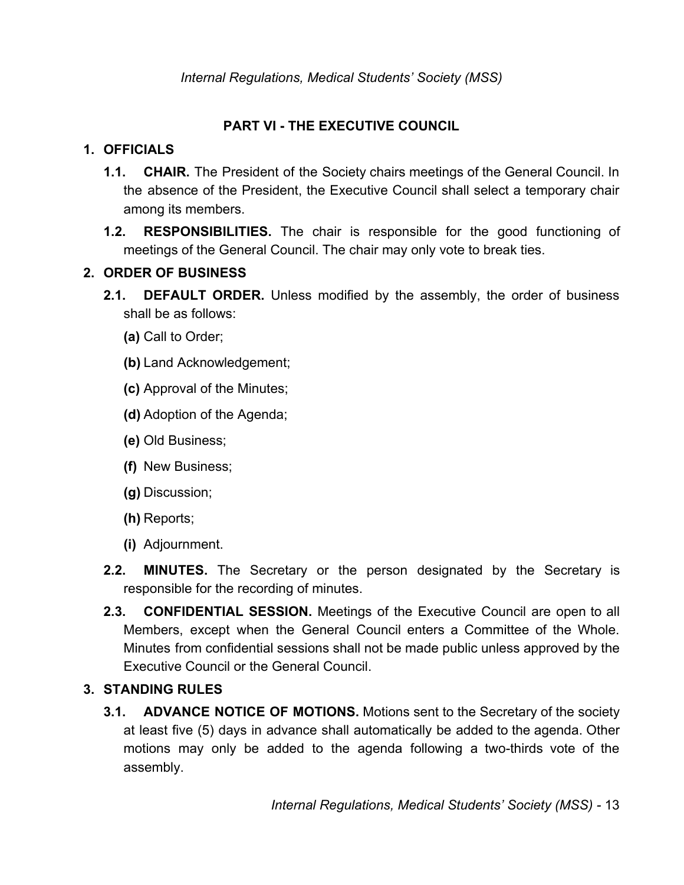## PART VI - THE EXECUTIVE COUNCIL

### 1. OFFICIALS

**1.1. CHAIR.** The President of the Society chairs meetings of the General Council. In the absence of the President, the Executive Council shall select a temporary chair among its members.

**1.2. RESPONSIBILITIES.** The chair is responsible for the good functioning of meetings of the General Council. The chair may only vote to break ties.

### 2. ORDER OF BUSINESS

**2.1. DEFAULT ORDER.** Unless modified by the assembly, the order of business shall be as follows:

**(a)** Call to Order;

**(b)** Land Acknowledgement;

**(c)** Approval of the Minutes;

**(d)** Adoption of the Agenda;

**(e)** Old Business;

**(f)** New Business;

**(g)** Discussion;

**(h)** Reports;

**(i)** Adjournment.

**2.2. MINUTES.** The Secretary or the person designated by the Secretary is responsible for the recording of minutes.

**2.3. CONFIDENTIAL SESSION.** Meetings of the Executive Council are open to all Members, except when the General Council enters a Committee of the Whole. Minutes from confidential sessions shall not be made public unless approved by the Executive Council or the General Council.

### 3. STANDING RULES

**3.1. ADVANCE NOTICE OF MOTIONS.** Motions sent to the Secretary of the society at least five (5) days in advance shall automatically be added to the agenda. Other motions may only be added to the agenda following a two-thirds vote of the assembly.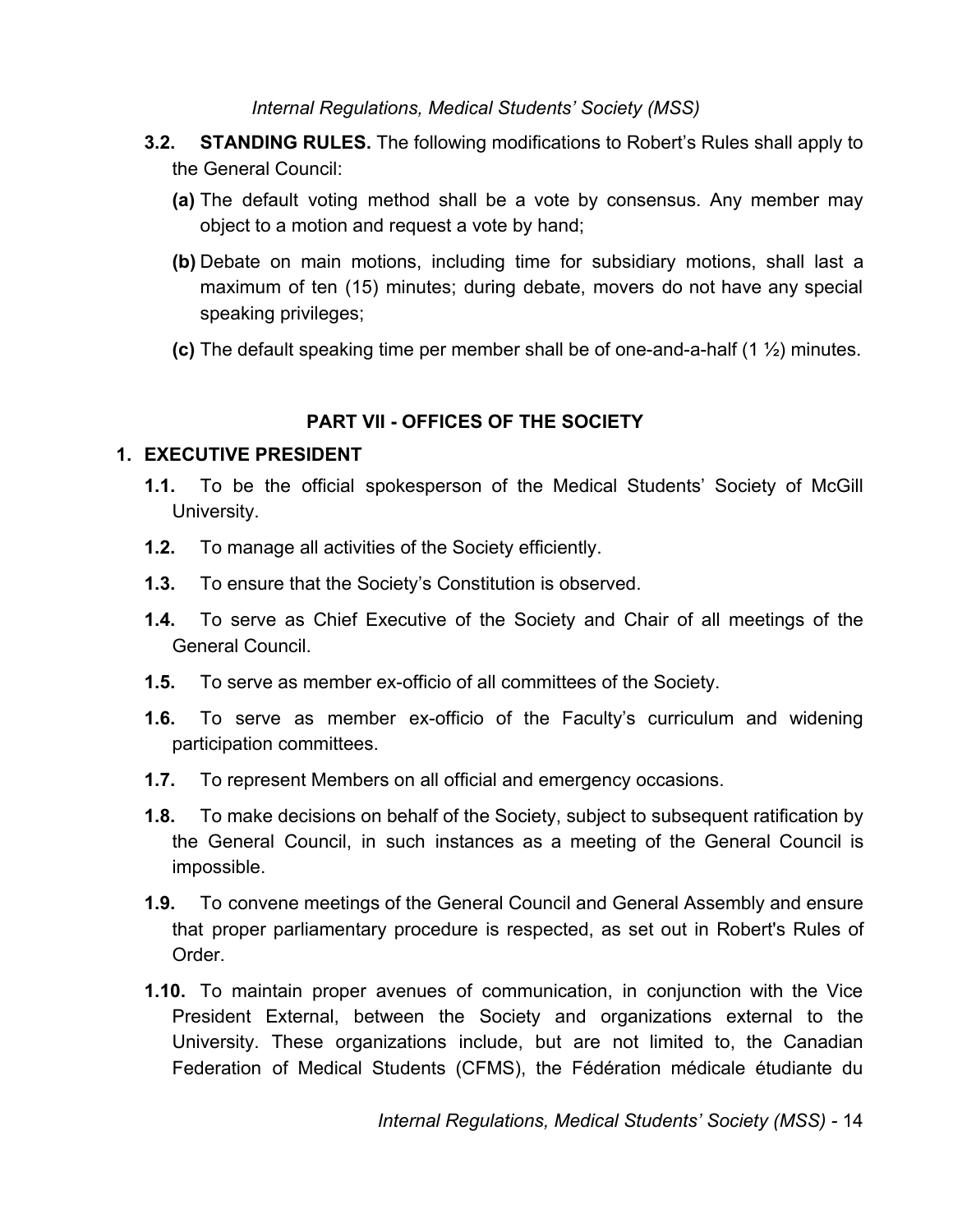**3.2. STANDING RULES.** The following modifications to Robert's Rules shall apply to the General Council:

**(a)** The default voting method shall be a vote by consensus. Any member may object to a motion and request a vote by hand;

**(b)** Debate on main motions, including time for subsidiary motions, shall last a maximum of ten (15) minutes; during debate, movers do not have any special speaking privileges;

**(c)** The default speaking time per member shall be of one-and-a-half (1 ½) minutes.

## PART VII - OFFICES OF THE SOCIETY

### 1. EXECUTIVE PRESIDENT

**1.1.** To be the official spokesperson of the Medical Students' Society of McGill University.

**1.2.** To manage all activities of the Society efficiently.

**1.3.** To ensure that the Society's Constitution is observed.

**1.4.** To serve as Chief Executive of the Society and Chair of all meetings of the General Council.

**1.5.** To serve as member ex-officio of all committees of the Society.

**1.6.** To serve as member ex-officio of the Faculty's curriculum and widening participation committees.

**1.7.** To represent Members on all official and emergency occasions.

**1.8.** To make decisions on behalf of the Society, subject to subsequent ratification by the General Council, in such instances as a meeting of the General Council is impossible.

**1.9.** To convene meetings of the General Council and General Assembly and ensure that proper parliamentary procedure is respected, as set out in Robert's Rules of Order.

**1.10.** To maintain proper avenues of communication, in conjunction with the Vice President External, between the Society and organizations external to the University. These organizations include, but are not limited to, the Canadian Federation of Medical Students (CFMS), the Fédération médicale étudiante du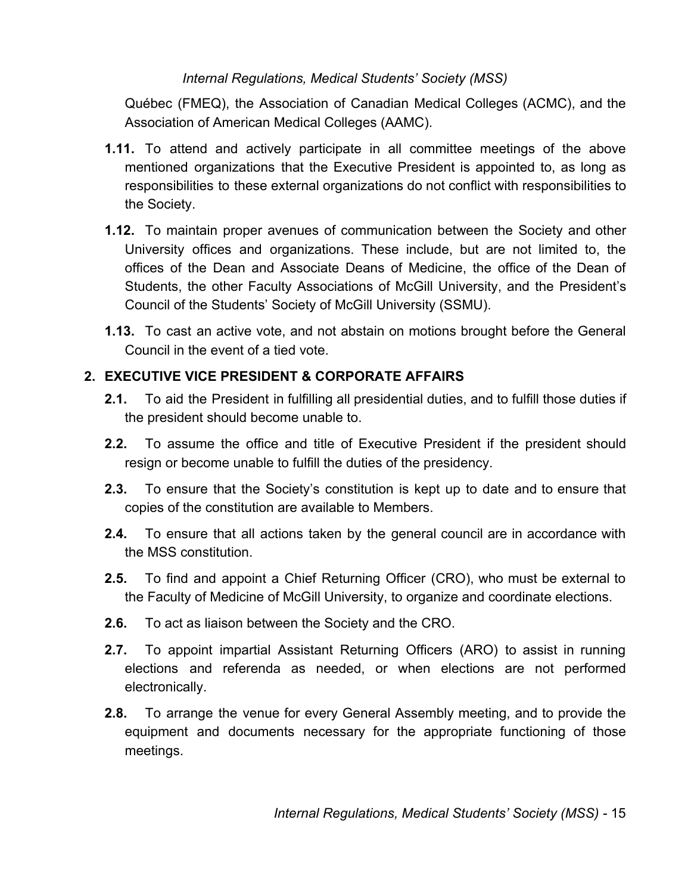Québec (FMEQ), the Association of Canadian Medical Colleges (ACMC), and the Association of American Medical Colleges (AAMC).

**1.11.** To attend and actively participate in all committee meetings of the above mentioned organizations that the Executive President is appointed to, as long as responsibilities to these external organizations do not conflict with responsibilities to the Society.

**1.12.** To maintain proper avenues of communication between the Society and other University offices and organizations. These include, but are not limited to, the offices of the Dean and Associate Deans of Medicine, the office of the Dean of Students, the other Faculty Associations of McGill University, and the President's Council of the Students' Society of McGill University (SSMU).

**1.13.** To cast an active vote, and not abstain on motions brought before the General Council in the event of a tied vote.

## 2. EXECUTIVE VICE PRESIDENT & CORPORATE AFFAIRS

**2.1.** To aid the President in fulfilling all presidential duties, and to fulfill those duties if the president should become unable to.

**2.2.** To assume the office and title of Executive President if the president should resign or become unable to fulfill the duties of the presidency.

**2.3.** To ensure that the Society's constitution is kept up to date and to ensure that copies of the constitution are available to Members.

**2.4.** To ensure that all actions taken by the general council are in accordance with the MSS constitution.

**2.5.** To find and appoint a Chief Returning Officer (CRO), who must be external to the Faculty of Medicine of McGill University, to organize and coordinate elections.

**2.6.** To act as liaison between the Society and the CRO.

**2.7.** To appoint impartial Assistant Returning Officers (ARO) to assist in running elections and referenda as needed, or when elections are not performed electronically.

**2.8.** To arrange the venue for every General Assembly meeting, and to provide the equipment and documents necessary for the appropriate functioning of those meetings.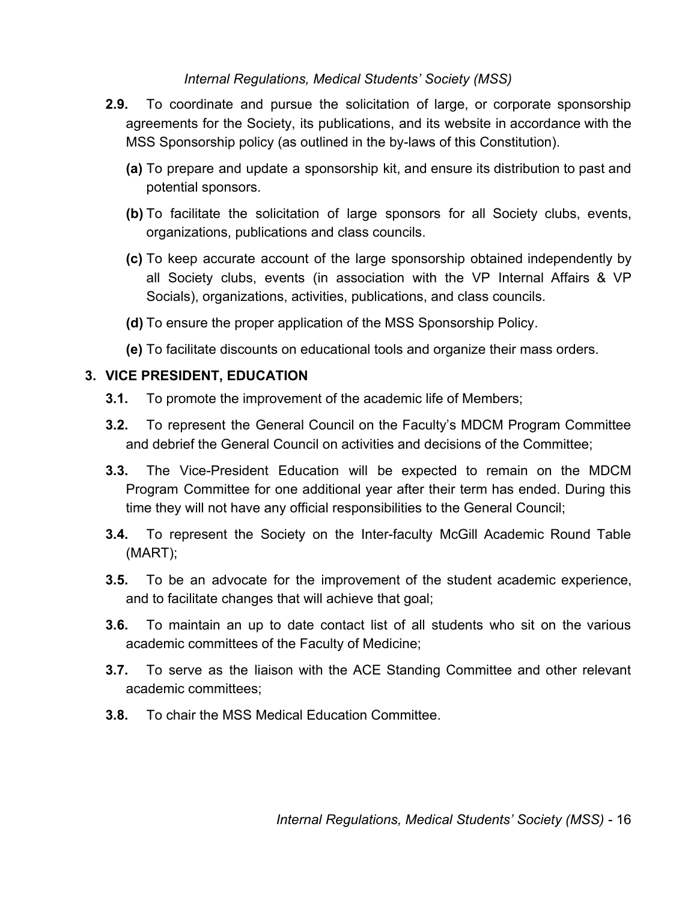**2.9.** To coordinate and pursue the solicitation of large, or corporate sponsorship agreements for the Society, its publications, and its website in accordance with the MSS Sponsorship policy (as outlined in the by-laws of this Constitution).

- **(a)** To prepare and update a sponsorship kit, and ensure its distribution to past and potential sponsors.
- **(b)** To facilitate the solicitation of large sponsors for all Society clubs, events, organizations, publications and class councils.
- **(c)** To keep accurate account of the large sponsorship obtained independently by all Society clubs, events (in association with the VP Internal Affairs & VP Socials), organizations, activities, publications, and class councils.
- **(d)** To ensure the proper application of the MSS Sponsorship Policy.
- **(e)** To facilitate discounts on educational tools and organize their mass orders.

## 3. VICE PRESIDENT, EDUCATION

**3.1.** To promote the improvement of the academic life of Members;

**3.2.** To represent the General Council on the Faculty's MDCM Program Committee and debrief the General Council on activities and decisions of the Committee;

**3.3.** The Vice-President Education will be expected to remain on the MDCM Program Committee for one additional year after their term has ended. During this time they will not have any official responsibilities to the General Council;

**3.4.** To represent the Society on the Inter-faculty McGill Academic Round Table (MART);

**3.5.** To be an advocate for the improvement of the student academic experience, and to facilitate changes that will achieve that goal;

**3.6.** To maintain an up to date contact list of all students who sit on the various academic committees of the Faculty of Medicine;

**3.7.** To serve as the liaison with the ACE Standing Committee and other relevant academic committees;

**3.8.** To chair the MSS Medical Education Committee.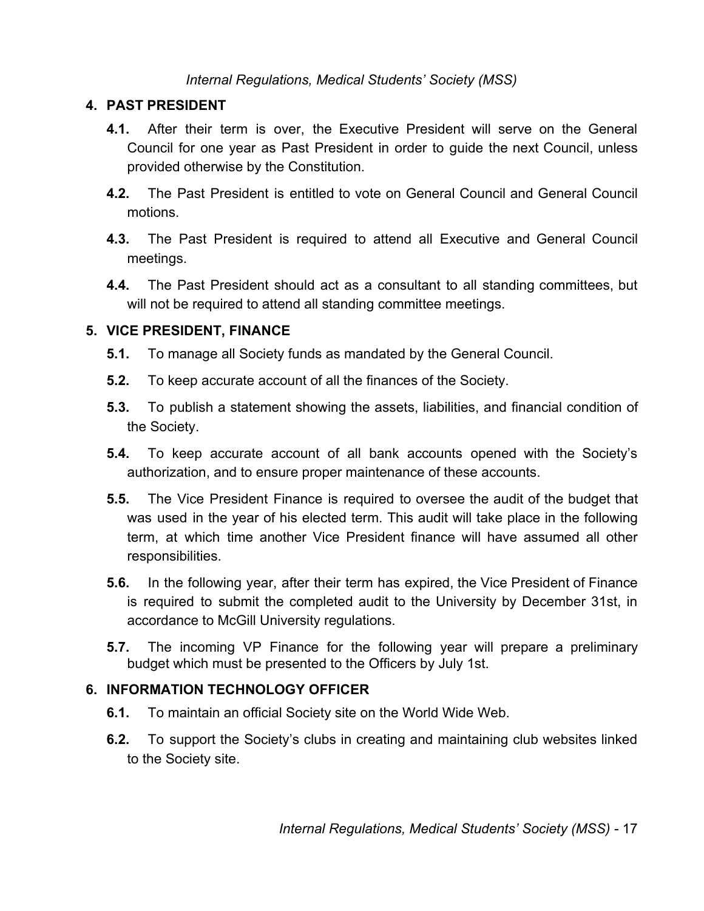## 4. PAST PRESIDENT

**4.1.** After their term is over, the Executive President will serve on the General Council for one year as Past President in order to guide the next Council, unless provided otherwise by the Constitution.

**4.2.** The Past President is entitled to vote on General Council and General Council motions.

**4.3.** The Past President is required to attend all Executive and General Council meetings.

**4.4.** The Past President should act as a consultant to all standing committees, but will not be required to attend all standing committee meetings.

## 5. VICE PRESIDENT, FINANCE

**5.1.** To manage all Society funds as mandated by the General Council.

**5.2.** To keep accurate account of all the finances of the Society.

**5.3.** To publish a statement showing the assets, liabilities, and financial condition of the Society.

**5.4.** To keep accurate account of all bank accounts opened with the Society's authorization, and to ensure proper maintenance of these accounts.

**5.5.** The Vice President Finance is required to oversee the audit of the budget that was used in the year of his elected term. This audit will take place in the following term, at which time another Vice President finance will have assumed all other responsibilities.

**5.6.** In the following year, after their term has expired, the Vice President of Finance is required to submit the completed audit to the University by December 31st, in accordance to McGill University regulations.

**5.7.** The incoming VP Finance for the following year will prepare a preliminary budget which must be presented to the Officers by July 1st.

## 6. INFORMATION TECHNOLOGY OFFICER

**6.1.** To maintain an official Society site on the World Wide Web.

**6.2.** To support the Society's clubs in creating and maintaining club websites linked to the Society site.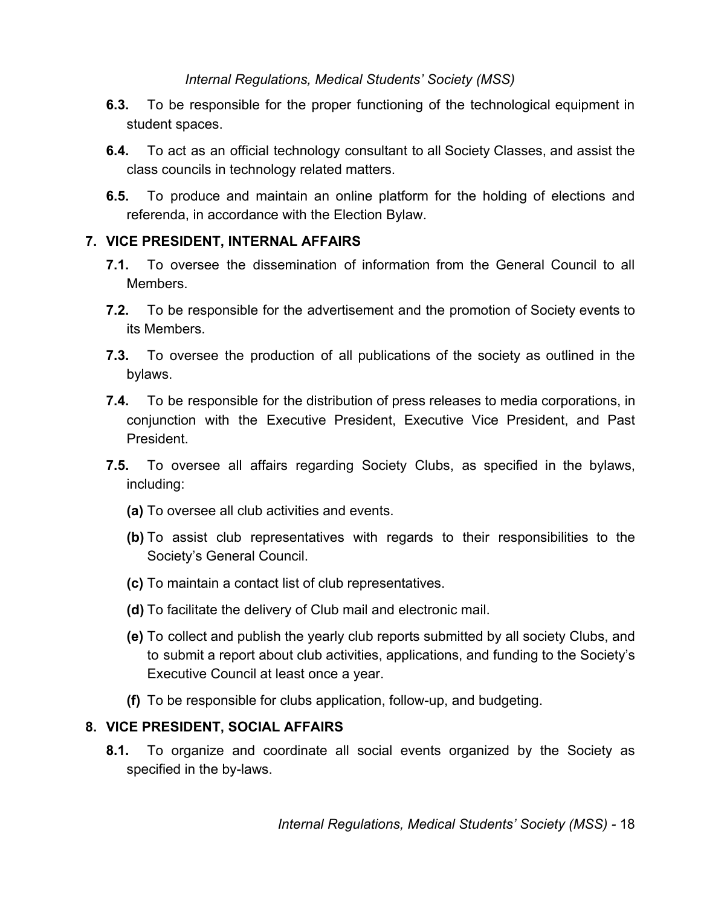**6.3.** To be responsible for the proper functioning of the technological equipment in student spaces.

**6.4.** To act as an official technology consultant to all Society Classes, and assist the class councils in technology related matters.

**6.5.** To produce and maintain an online platform for the holding of elections and referenda, in accordance with the Election Bylaw.

## 7. VICE PRESIDENT, INTERNAL AFFAIRS

**7.1.** To oversee the dissemination of information from the General Council to all Members.

**7.2.** To be responsible for the advertisement and the promotion of Society events to its Members.

**7.3.** To oversee the production of all publications of the society as outlined in the bylaws.

**7.4.** To be responsible for the distribution of press releases to media corporations, in conjunction with the Executive President, Executive Vice President, and Past President.

**7.5.** To oversee all affairs regarding Society Clubs, as specified in the bylaws, including:

- **(a)** To oversee all club activities and events.
- **(b)** To assist club representatives with regards to their responsibilities to the Society's General Council.
- **(c)** To maintain a contact list of club representatives.
- **(d)** To facilitate the delivery of Club mail and electronic mail.
- **(e)** To collect and publish the yearly club reports submitted by all society Clubs, and to submit a report about club activities, applications, and funding to the Society's Executive Council at least once a year.
- **(f)** To be responsible for clubs application, follow-up, and budgeting.

## 8. VICE PRESIDENT, SOCIAL AFFAIRS

**8.1.** To organize and coordinate all social events organized by the Society as specified in the by-laws.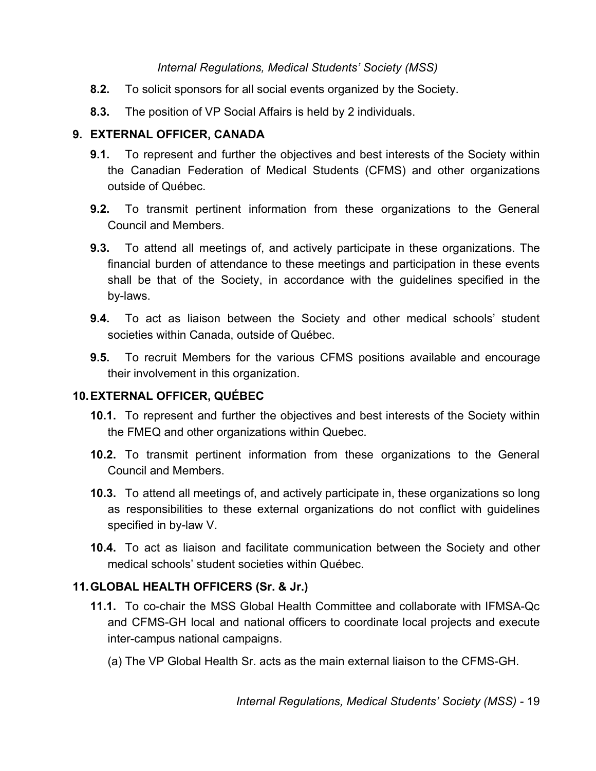**8.2.** To solicit sponsors for all social events organized by the Society.

**8.3.** The position of VP Social Affairs is held by 2 individuals.

## 9. EXTERNAL OFFICER, CANADA

**9.1.** To represent and further the objectives and best interests of the Society within the Canadian Federation of Medical Students (CFMS) and other organizations outside of Québec.

**9.2.** To transmit pertinent information from these organizations to the General Council and Members.

**9.3.** To attend all meetings of, and actively participate in these organizations. The financial burden of attendance to these meetings and participation in these events shall be that of the Society, in accordance with the guidelines specified in the by-laws.

**9.4.** To act as liaison between the Society and other medical schools' student societies within Canada, outside of Québec.

**9.5.** To recruit Members for the various CFMS positions available and encourage their involvement in this organization.

## 10. EXTERNAL OFFICER, QUÉBEC

**10.1.** To represent and further the objectives and best interests of the Society within the FMEQ and other organizations within Quebec.

**10.2.** To transmit pertinent information from these organizations to the General Council and Members.

**10.3.** To attend all meetings of, and actively participate in, these organizations so long as responsibilities to these external organizations do not conflict with guidelines specified in by-law V.

**10.4.** To act as liaison and facilitate communication between the Society and other medical schools' student societies within Québec.

## 11. GLOBAL HEALTH OFFICERS (Sr. & Jr.)

**11.1.** To co-chair the MSS Global Health Committee and collaborate with IFMSA-Qc and CFMS-GH local and national officers to coordinate local projects and execute inter-campus national campaigns.

(a) The VP Global Health Sr. acts as the main external liaison to the CFMS-GH.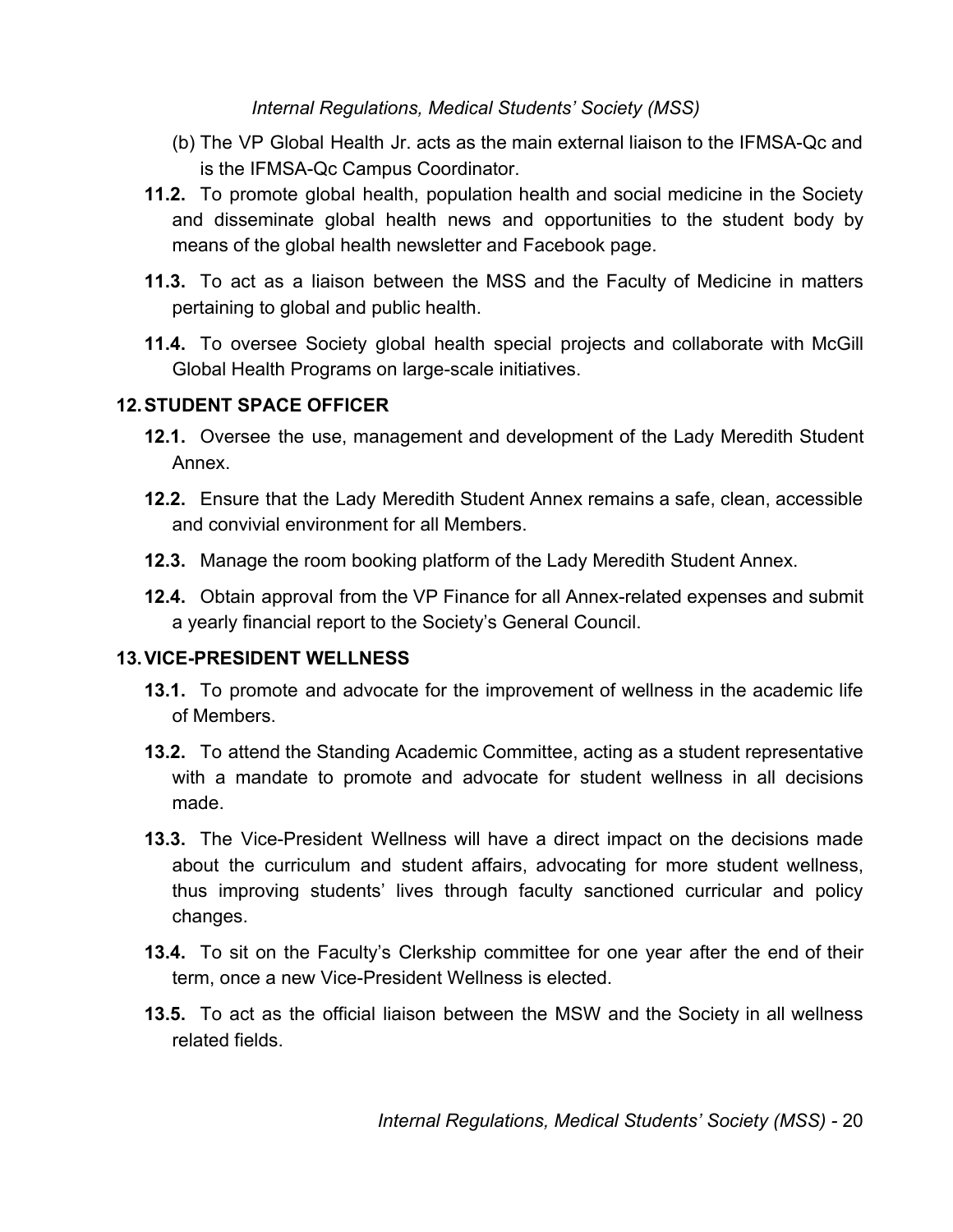(b) The VP Global Health Jr. acts as the main external liaison to the IFMSA-Qc and is the IFMSA-Qc Campus Coordinator.

**11.2.** To promote global health, population health and social medicine in the Society and disseminate global health news and opportunities to the student body by means of the global health newsletter and Facebook page.

**11.3.** To act as a liaison between the MSS and the Faculty of Medicine in matters pertaining to global and public health.

**11.4.** To oversee Society global health special projects and collaborate with McGill Global Health Programs on large-scale initiatives.

## 12. STUDENT SPACE OFFICER

**12.1.** Oversee the use, management and development of the Lady Meredith Student Annex.

**12.2.** Ensure that the Lady Meredith Student Annex remains a safe, clean, accessible and convivial environment for all Members.

**12.3.** Manage the room booking platform of the Lady Meredith Student Annex.

**12.4.** Obtain approval from the VP Finance for all Annex-related expenses and submit a yearly financial report to the Society's General Council.

## 13. VICE-PRESIDENT WELLNESS

**13.1.** To promote and advocate for the improvement of wellness in the academic life of Members.

**13.2.** To attend the Standing Academic Committee, acting as a student representative with a mandate to promote and advocate for student wellness in all decisions made.

**13.3.** The Vice-President Wellness will have a direct impact on the decisions made about the curriculum and student affairs, advocating for more student wellness, thus improving students' lives through faculty sanctioned curricular and policy changes.

**13.4.** To sit on the Faculty's Clerkship committee for one year after the end of their term, once a new Vice-President Wellness is elected.

**13.5.** To act as the official liaison between the MSW and the Society in all wellness related fields.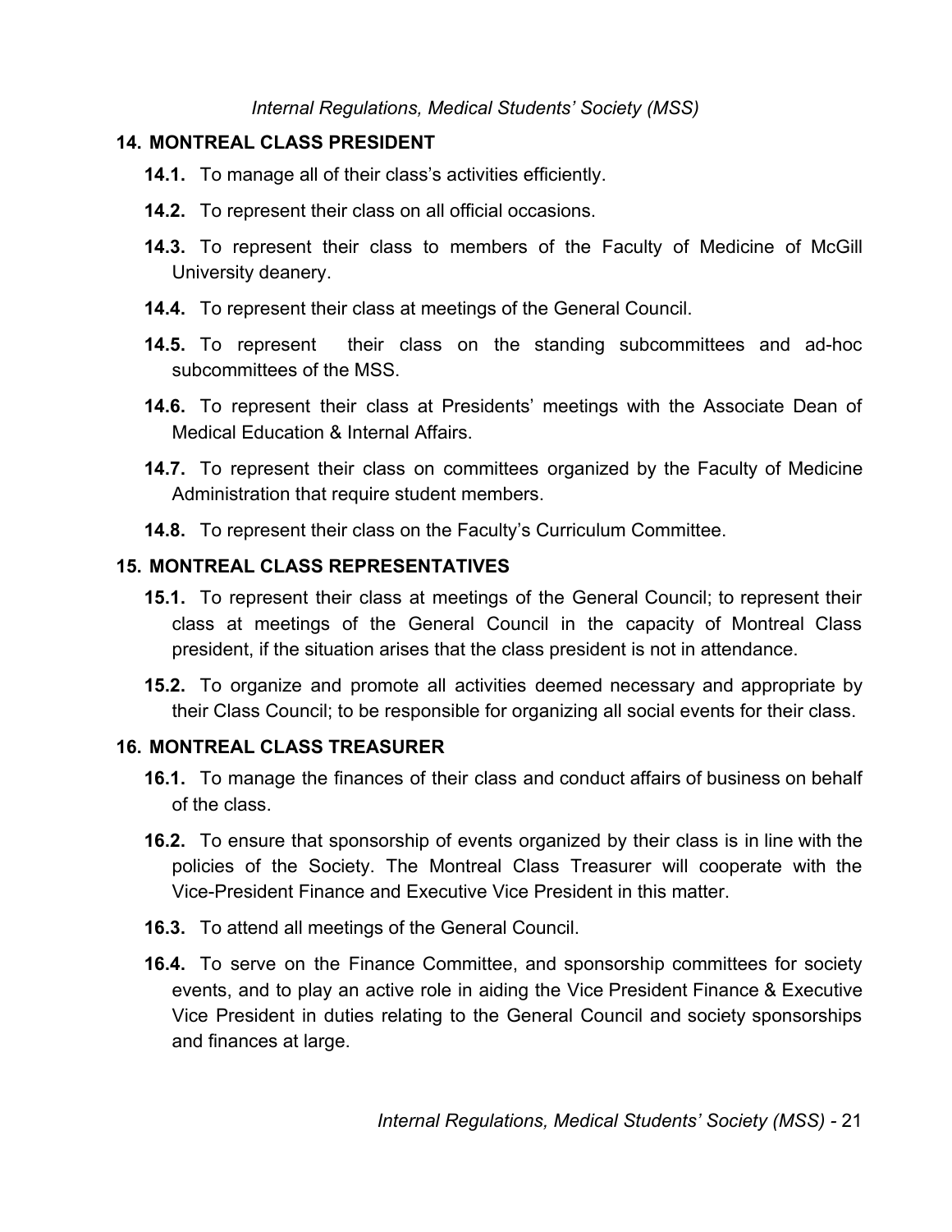## 14. MONTREAL CLASS PRESIDENT

**14.1.** To manage all of their class's activities efficiently.

**14.2.** To represent their class on all official occasions.

**14.3.** To represent their class to members of the Faculty of Medicine of McGill University deanery.

**14.4.** To represent their class at meetings of the General Council.

**14.5.** To represent their class on the standing subcommittees and ad-hoc subcommittees of the MSS.

**14.6.** To represent their class at Presidents' meetings with the Associate Dean of Medical Education & Internal Affairs.

**14.7.** To represent their class on committees organized by the Faculty of Medicine Administration that require student members.

**14.8.** To represent their class on the Faculty's Curriculum Committee.

## 15. MONTREAL CLASS REPRESENTATIVES

**15.1.** To represent their class at meetings of the General Council; to represent their class at meetings of the General Council in the capacity of Montreal Class president, if the situation arises that the class president is not in attendance.

**15.2.** To organize and promote all activities deemed necessary and appropriate by their Class Council; to be responsible for organizing all social events for their class.

## 16. MONTREAL CLASS TREASURER

**16.1.** To manage the finances of their class and conduct affairs of business on behalf of the class.

**16.2.** To ensure that sponsorship of events organized by their class is in line with the policies of the Society. The Montreal Class Treasurer will cooperate with the Vice-President Finance and Executive Vice President in this matter.

**16.3.** To attend all meetings of the General Council.

**16.4.** To serve on the Finance Committee, and sponsorship committees for society events, and to play an active role in aiding the Vice President Finance & Executive Vice President in duties relating to the General Council and society sponsorships and finances at large.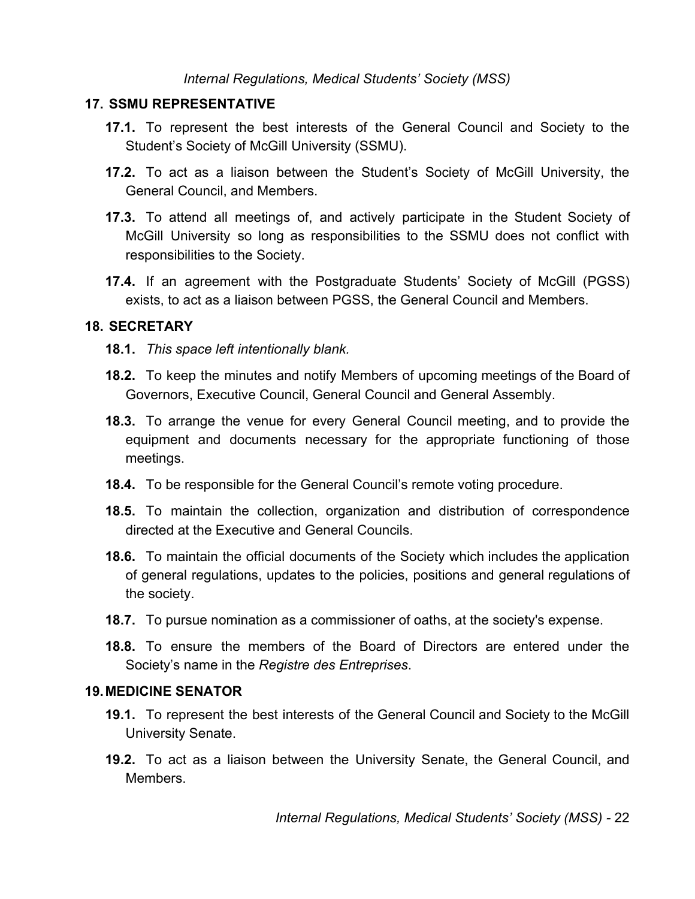## 17. SSMU REPRESENTATIVE

**17.1.** To represent the best interests of the General Council and Society to the Student's Society of McGill University (SSMU).

**17.2.** To act as a liaison between the Student's Society of McGill University, the General Council, and Members.

**17.3.** To attend all meetings of, and actively participate in the Student Society of McGill University so long as responsibilities to the SSMU does not conflict with responsibilities to the Society.

**17.4.** If an agreement with the Postgraduate Students' Society of McGill (PGSS) exists, to act as a liaison between PGSS, the General Council and Members.

## 18. SECRETARY

**18.1.** *This space left intentionally blank.*

**18.2.** To keep the minutes and notify Members of upcoming meetings of the Board of Governors, Executive Council, General Council and General Assembly.

**18.3.** To arrange the venue for every General Council meeting, and to provide the equipment and documents necessary for the appropriate functioning of those meetings.

**18.4.** To be responsible for the General Council's remote voting procedure.

**18.5.** To maintain the collection, organization and distribution of correspondence directed at the Executive and General Councils.

**18.6.** To maintain the official documents of the Society which includes the application of general regulations, updates to the policies, positions and general regulations of the society.

**18.7.** To pursue nomination as a commissioner of oaths, at the society's expense.

**18.8.** To ensure the members of the Board of Directors are entered under the Society's name in the *Registre des Entreprises*.

## 19. MEDICINE SENATOR

**19.1.** To represent the best interests of the General Council and Society to the McGill University Senate.

**19.2.** To act as a liaison between the University Senate, the General Council, and Members.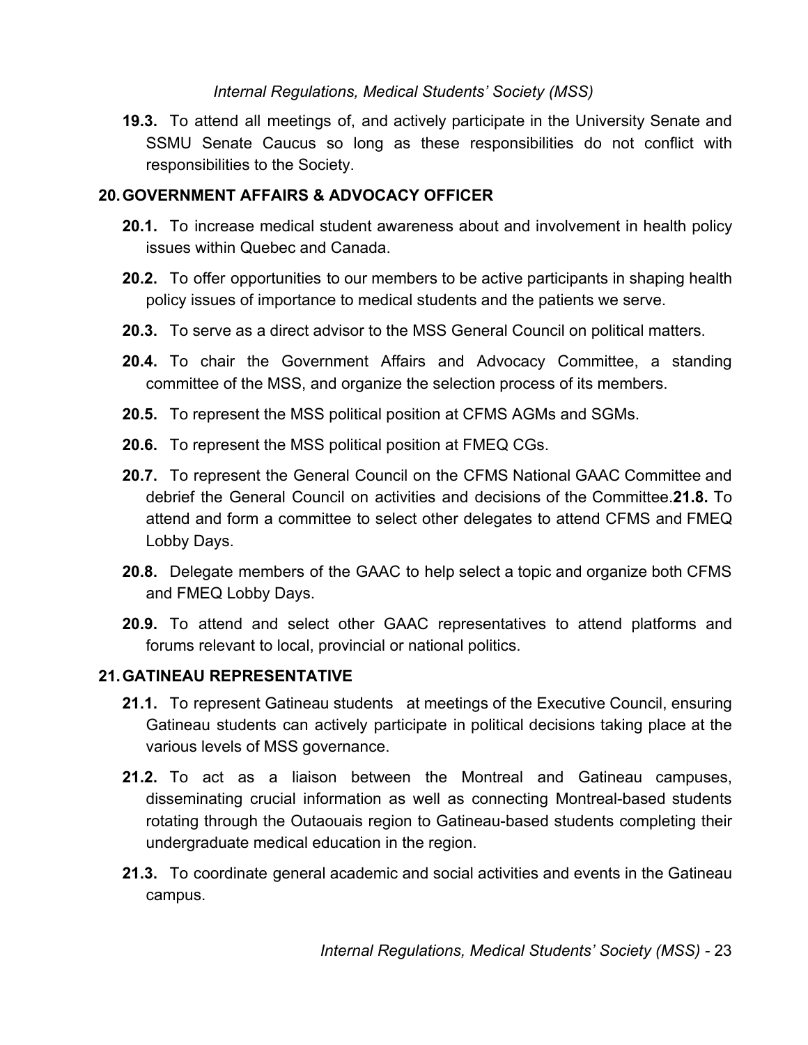**19.3.** To attend all meetings of, and actively participate in the University Senate and SSMU Senate Caucus so long as these responsibilities do not conflict with responsibilities to the Society.

## 20. GOVERNMENT AFFAIRS & ADVOCACY OFFICER

**20.1.** To increase medical student awareness about and involvement in health policy issues within Quebec and Canada.

**20.2.** To offer opportunities to our members to be active participants in shaping health policy issues of importance to medical students and the patients we serve.

**20.3.** To serve as a direct advisor to the MSS General Council on political matters.

**20.4.** To chair the Government Affairs and Advocacy Committee, a standing committee of the MSS, and organize the selection process of its members.

**20.5.** To represent the MSS political position at CFMS AGMs and SGMs.

**20.6.** To represent the MSS political position at FMEQ CGs.

**20.7.** To represent the General Council on the CFMS National GAAC Committee and debrief the General Council on activities and decisions of the Committee.**21.8.** To attend and form a committee to select other delegates to attend CFMS and FMEQ Lobby Days.

**20.8.** Delegate members of the GAAC to help select a topic and organize both CFMS and FMEQ Lobby Days.

**20.9.** To attend and select other GAAC representatives to attend platforms and forums relevant to local, provincial or national politics.

## 21. GATINEAU REPRESENTATIVE

**21.1.** To represent Gatineau students at meetings of the Executive Council, ensuring Gatineau students can actively participate in political decisions taking place at the various levels of MSS governance.

**21.2.** To act as a liaison between the Montreal and Gatineau campuses, disseminating crucial information as well as connecting Montreal-based students rotating through the Outaouais region to Gatineau-based students completing their undergraduate medical education in the region.

**21.3.** To coordinate general academic and social activities and events in the Gatineau campus.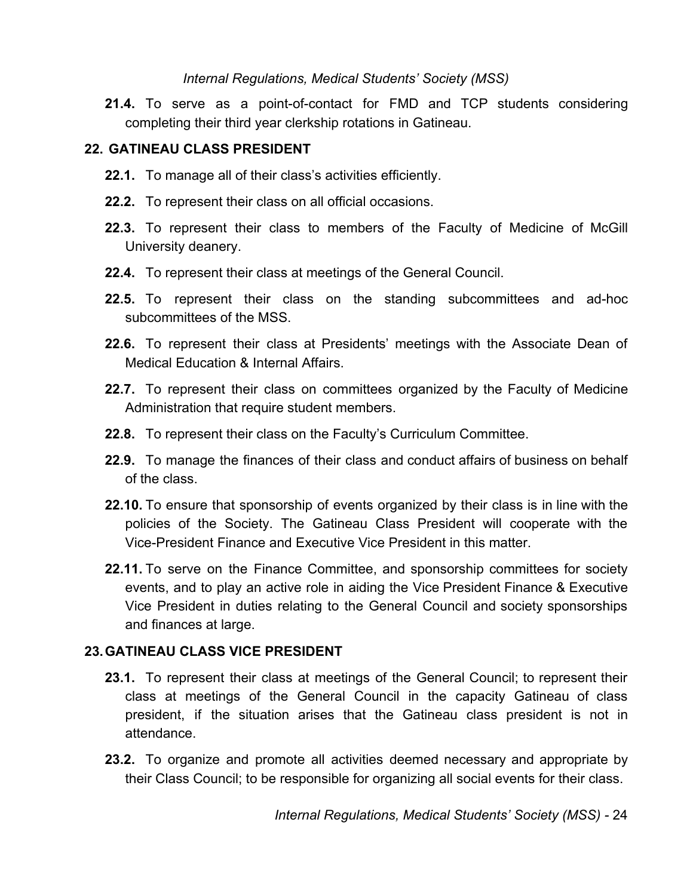**21.4.** To serve as a point-of-contact for FMD and TCP students considering completing their third year clerkship rotations in Gatineau.

## 22. GATINEAU CLASS PRESIDENT

**22.1.** To manage all of their class's activities efficiently.

**22.2.** To represent their class on all official occasions.

**22.3.** To represent their class to members of the Faculty of Medicine of McGill University deanery.

**22.4.** To represent their class at meetings of the General Council.

**22.5.** To represent their class on the standing subcommittees and ad-hoc subcommittees of the MSS.

**22.6.** To represent their class at Presidents' meetings with the Associate Dean of Medical Education & Internal Affairs.

**22.7.** To represent their class on committees organized by the Faculty of Medicine Administration that require student members.

**22.8.** To represent their class on the Faculty's Curriculum Committee.

**22.9.** To manage the finances of their class and conduct affairs of business on behalf of the class.

**22.10.** To ensure that sponsorship of events organized by their class is in line with the policies of the Society. The Gatineau Class President will cooperate with the Vice-President Finance and Executive Vice President in this matter.

**22.11.** To serve on the Finance Committee, and sponsorship committees for society events, and to play an active role in aiding the Vice President Finance & Executive Vice President in duties relating to the General Council and society sponsorships and finances at large.

## 23. GATINEAU CLASS VICE PRESIDENT

**23.1.** To represent their class at meetings of the General Council; to represent their class at meetings of the General Council in the capacity Gatineau of class president, if the situation arises that the Gatineau class president is not in attendance.

**23.2.** To organize and promote all activities deemed necessary and appropriate by their Class Council; to be responsible for organizing all social events for their class.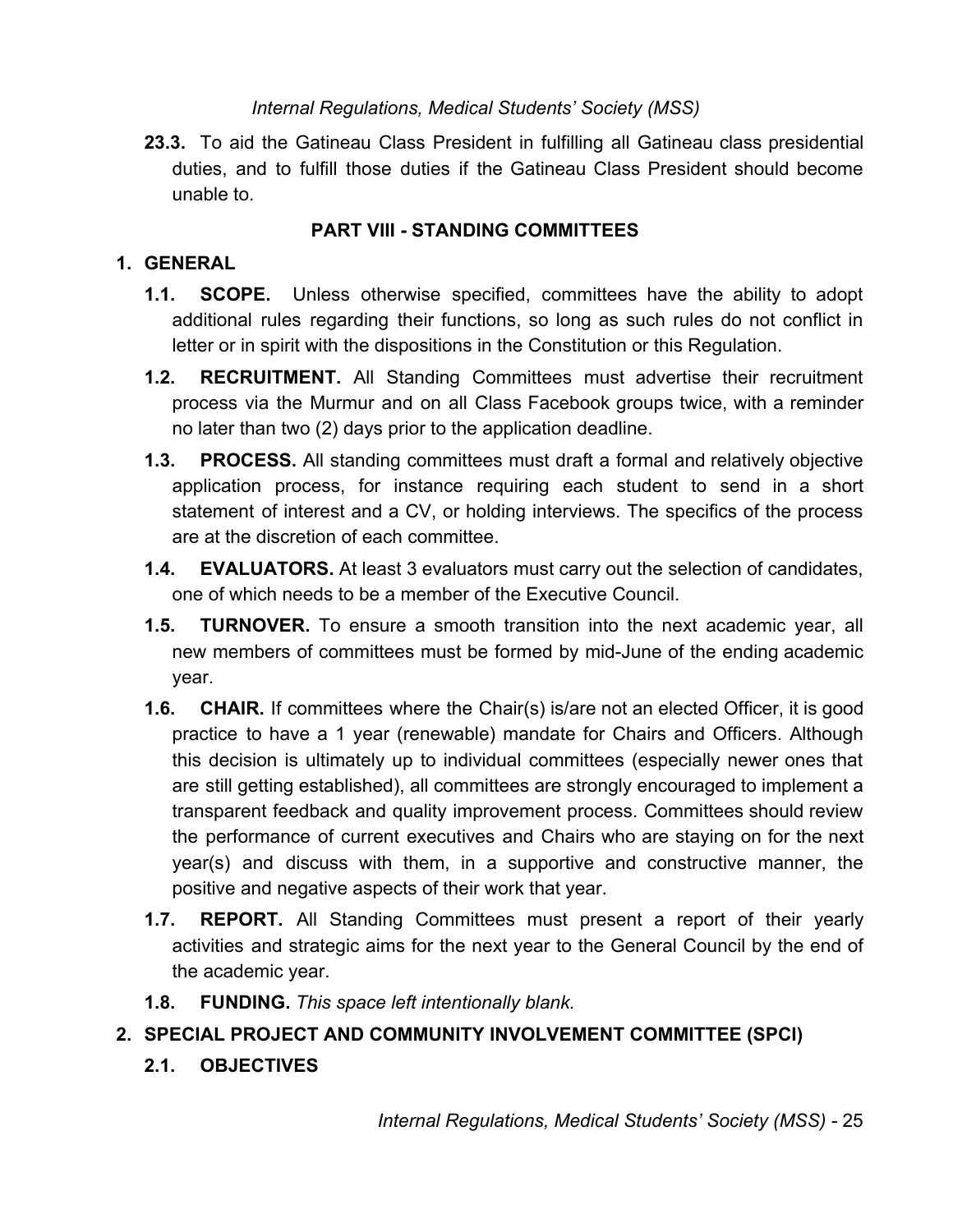**23.3.** To aid the Gatineau Class President in fulfilling all Gatineau class presidential duties, and to fulfill those duties if the Gatineau Class President should become unable to.

## PART VIII - STANDING COMMITTEES

### 1. GENERAL

**1.1. SCOPE.** Unless otherwise specified, committees have the ability to adopt additional rules regarding their functions, so long as such rules do not conflict in letter or in spirit with the dispositions in the Constitution or this Regulation.

**1.2. RECRUITMENT.** All Standing Committees must advertise their recruitment process via the Murmur and on all Class Facebook groups twice, with a reminder no later than two (2) days prior to the application deadline.

**1.3. PROCESS.** All standing committees must draft a formal and relatively objective application process, for instance requiring each student to send in a short statement of interest and a CV, or holding interviews. The specifics of the process are at the discretion of each committee.

**1.4. EVALUATORS.** At least 3 evaluators must carry out the selection of candidates, one of which needs to be a member of the Executive Council.

**1.5. TURNOVER.** To ensure a smooth transition into the next academic year, all new members of committees must be formed by mid-June of the ending academic year.

**1.6. CHAIR.** If committees where the Chair(s) is/are not an elected Officer, it is good practice to have a 1 year (renewable) mandate for Chairs and Officers. Although this decision is ultimately up to individual committees (especially newer ones that are still getting established), all committees are strongly encouraged to implement a transparent feedback and quality improvement process. Committees should review the performance of current executives and Chairs who are staying on for the next year(s) and discuss with them, in a supportive and constructive manner, the positive and negative aspects of their work that year.

**1.7. REPORT.** All Standing Committees must present a report of their yearly activities and strategic aims for the next year to the General Council by the end of the academic year.

**1.8. FUNDING.** *This space left intentionally blank.*

### 2. SPECIAL PROJECT AND COMMUNITY INVOLVEMENT COMMITTEE (SPCI)

**2.1. OBJECTIVES**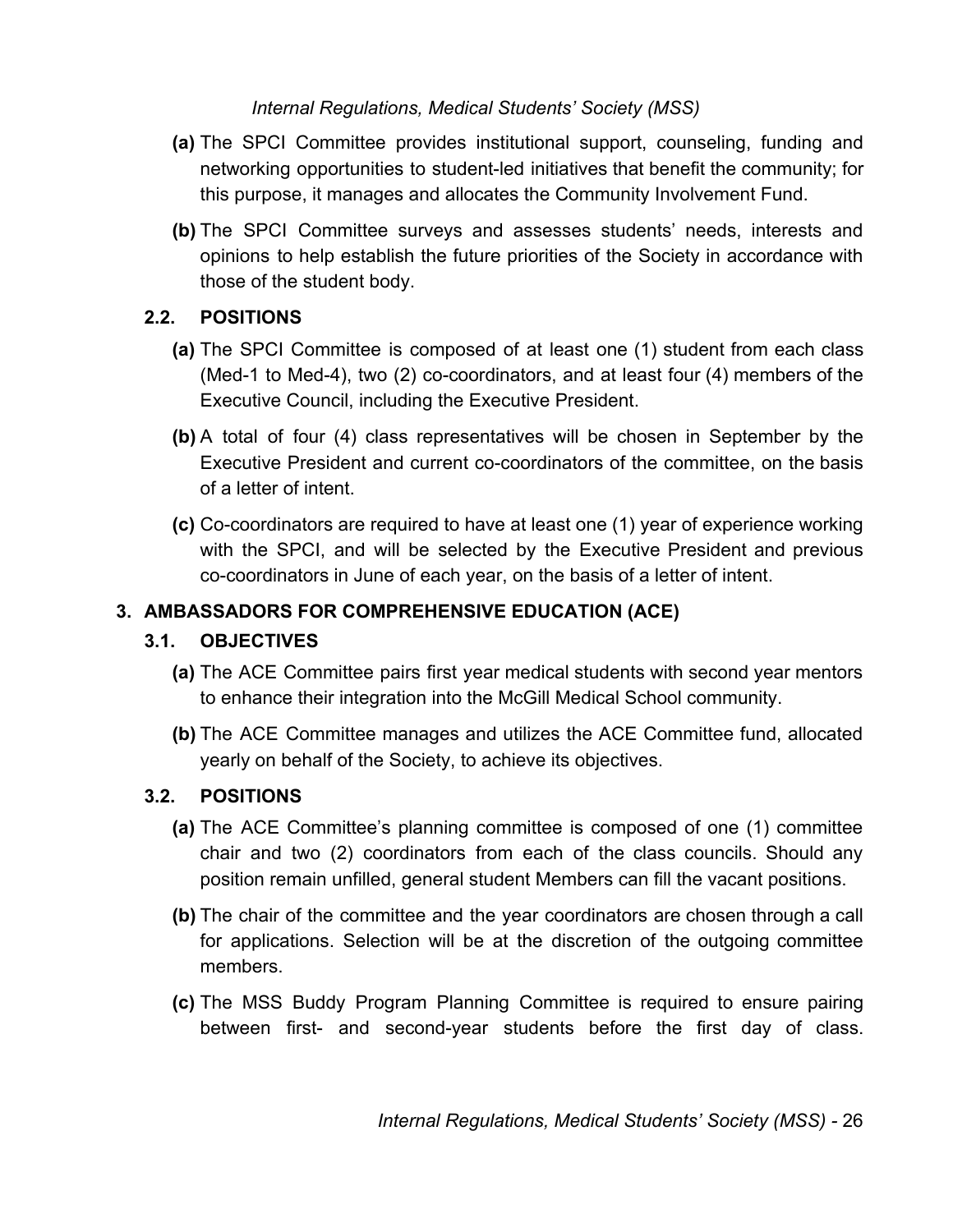**(a)** The SPCI Committee provides institutional support, counseling, funding and networking opportunities to student-led initiatives that benefit the community; for this purpose, it manages and allocates the Community Involvement Fund.

**(b)** The SPCI Committee surveys and assesses students' needs, interests and opinions to help establish the future priorities of the Society in accordance with those of the student body.

### 2.2. POSITIONS

**(a)** The SPCI Committee is composed of at least one (1) student from each class (Med-1 to Med-4), two (2) co-coordinators, and at least four (4) members of the Executive Council, including the Executive President.

**(b)** A total of four (4) class representatives will be chosen in September by the Executive President and current co-coordinators of the committee, on the basis of a letter of intent.

**(c)** Co-coordinators are required to have at least one (1) year of experience working with the SPCI, and will be selected by the Executive President and previous co-coordinators in June of each year, on the basis of a letter of intent.

## 3. AMBASSADORS FOR COMPREHENSIVE EDUCATION (ACE)

### 3.1. OBJECTIVES

**(a)** The ACE Committee pairs first year medical students with second year mentors to enhance their integration into the McGill Medical School community.

**(b)** The ACE Committee manages and utilizes the ACE Committee fund, allocated yearly on behalf of the Society, to achieve its objectives.

### 3.2. POSITIONS

**(a)** The ACE Committee's planning committee is composed of one (1) committee chair and two (2) coordinators from each of the class councils. Should any position remain unfilled, general student Members can fill the vacant positions.

**(b)** The chair of the committee and the year coordinators are chosen through a call for applications. Selection will be at the discretion of the outgoing committee members.

**(c)** The MSS Buddy Program Planning Committee is required to ensure pairing between first- and second-year students before the first day of class.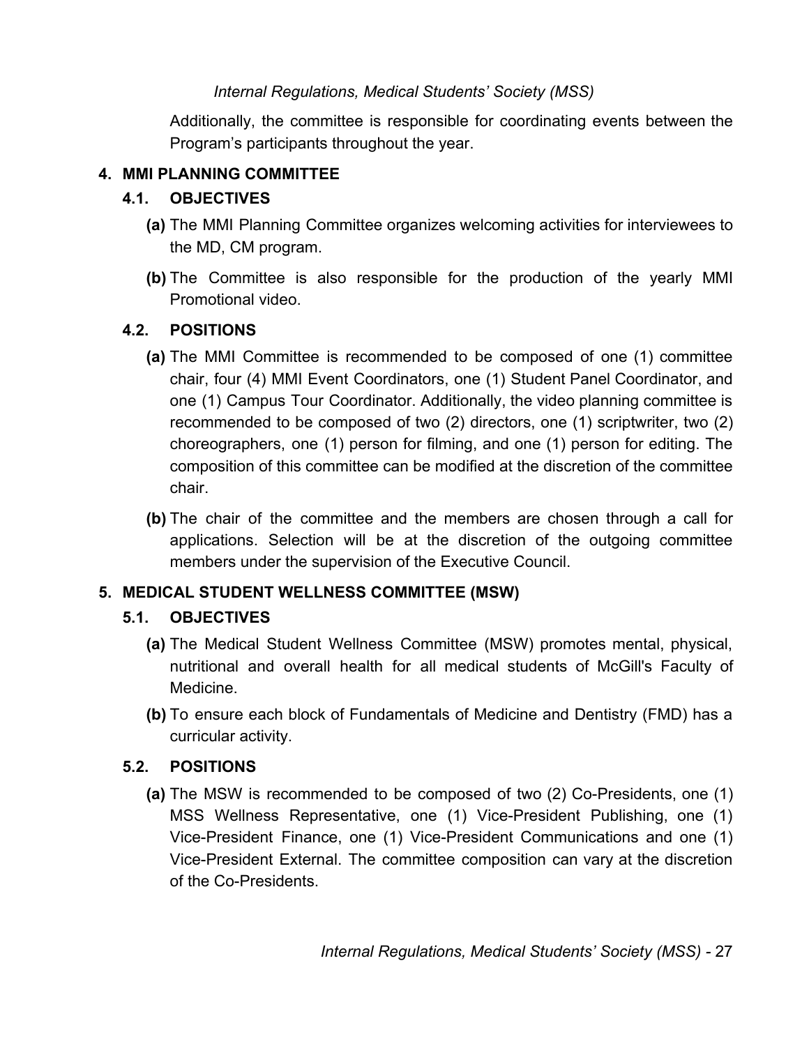Additionally, the committee is responsible for coordinating events between the Program's participants throughout the year.

## 4. MMI PLANNING COMMITTEE

### 4.1. OBJECTIVES

**(a)** The MMI Planning Committee organizes welcoming activities for interviewees to the MD, CM program.

**(b)** The Committee is also responsible for the production of the yearly MMI Promotional video.

### 4.2. POSITIONS

**(a)** The MMI Committee is recommended to be composed of one (1) committee chair, four (4) MMI Event Coordinators, one (1) Student Panel Coordinator, and one (1) Campus Tour Coordinator. Additionally, the video planning committee is recommended to be composed of two (2) directors, one (1) scriptwriter, two (2) choreographers, one (1) person for filming, and one (1) person for editing. The composition of this committee can be modified at the discretion of the committee chair.

**(b)** The chair of the committee and the members are chosen through a call for applications. Selection will be at the discretion of the outgoing committee members under the supervision of the Executive Council.

## 5. MEDICAL STUDENT WELLNESS COMMITTEE (MSW)

### 5.1. OBJECTIVES

**(a)** The Medical Student Wellness Committee (MSW) promotes mental, physical, nutritional and overall health for all medical students of McGill's Faculty of Medicine.

**(b)** To ensure each block of Fundamentals of Medicine and Dentistry (FMD) has a curricular activity.

### 5.2. POSITIONS

**(a)** The MSW is recommended to be composed of two (2) Co-Presidents, one (1) MSS Wellness Representative, one (1) Vice-President Publishing, one (1) Vice-President Finance, one (1) Vice-President Communications and one (1) Vice-President External. The committee composition can vary at the discretion of the Co-Presidents.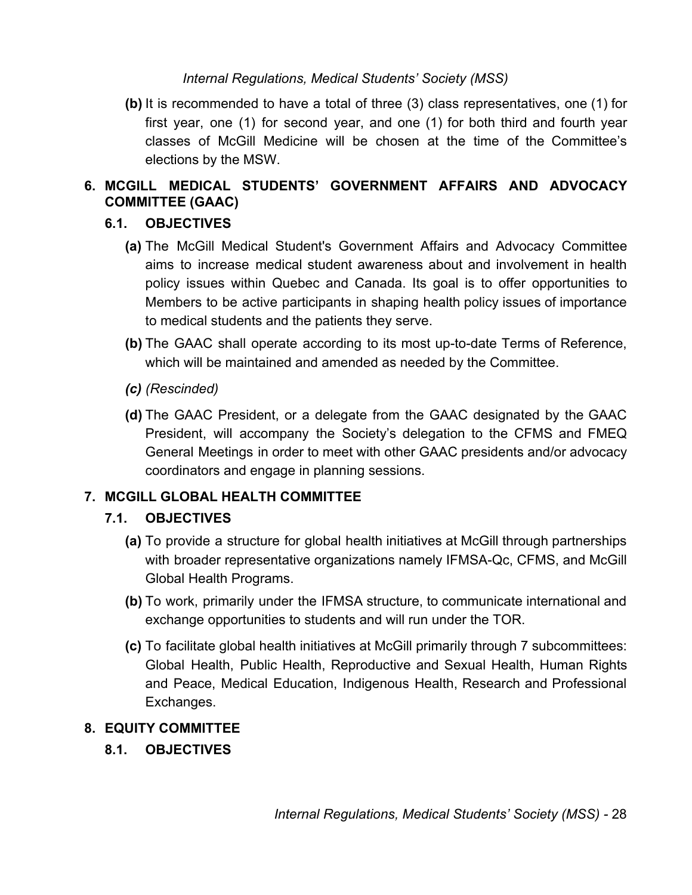**(b)** It is recommended to have a total of three (3) class representatives, one (1) for first year, one (1) for second year, and one (1) for both third and fourth year classes of McGill Medicine will be chosen at the time of the Committee's elections by the MSW.

## 6. MCGILL MEDICAL STUDENTS' GOVERNMENT AFFAIRS AND ADVOCACY COMMITTEE (GAAC)

### 6.1. OBJECTIVES

**(a)** The McGill Medical Student's Government Affairs and Advocacy Committee aims to increase medical student awareness about and involvement in health policy issues within Quebec and Canada. Its goal is to offer opportunities to Members to be active participants in shaping health policy issues of importance to medical students and the patients they serve.

**(b)** The GAAC shall operate according to its most up-to-date Terms of Reference, which will be maintained and amended as needed by the Committee.

***(c)*** *(Rescinded)*

**(d)** The GAAC President, or a delegate from the GAAC designated by the GAAC President, will accompany the Society's delegation to the CFMS and FMEQ General Meetings in order to meet with other GAAC presidents and/or advocacy coordinators and engage in planning sessions.

## 7. MCGILL GLOBAL HEALTH COMMITTEE

### 7.1. OBJECTIVES

**(a)** To provide a structure for global health initiatives at McGill through partnerships with broader representative organizations namely IFMSA-Qc, CFMS, and McGill Global Health Programs.

**(b)** To work, primarily under the IFMSA structure, to communicate international and exchange opportunities to students and will run under the TOR.

**(c)** To facilitate global health initiatives at McGill primarily through 7 subcommittees: Global Health, Public Health, Reproductive and Sexual Health, Human Rights and Peace, Medical Education, Indigenous Health, Research and Professional Exchanges.

## 8. EQUITY COMMITTEE

### 8.1. OBJECTIVES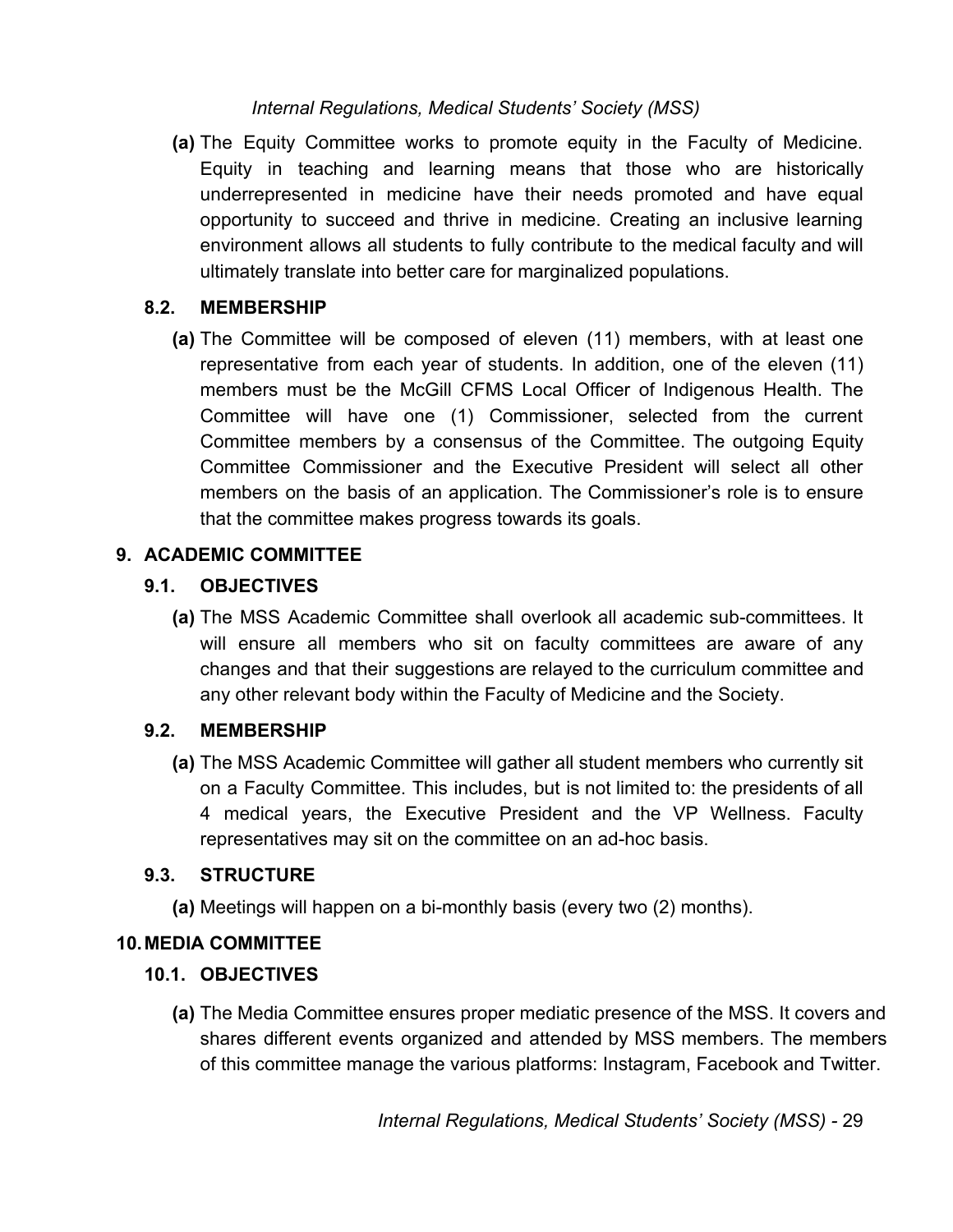**(a)** The Equity Committee works to promote equity in the Faculty of Medicine. Equity in teaching and learning means that those who are historically underrepresented in medicine have their needs promoted and have equal opportunity to succeed and thrive in medicine. Creating an inclusive learning environment allows all students to fully contribute to the medical faculty and will ultimately translate into better care for marginalized populations.

### 8.2. MEMBERSHIP

**(a)** The Committee will be composed of eleven (11) members, with at least one representative from each year of students. In addition, one of the eleven (11) members must be the McGill CFMS Local Officer of Indigenous Health. The Committee will have one (1) Commissioner, selected from the current Committee members by a consensus of the Committee. The outgoing Equity Committee Commissioner and the Executive President will select all other members on the basis of an application. The Commissioner's role is to ensure that the committee makes progress towards its goals.

## 9. ACADEMIC COMMITTEE

### 9.1. OBJECTIVES

**(a)** The MSS Academic Committee shall overlook all academic sub-committees. It will ensure all members who sit on faculty committees are aware of any changes and that their suggestions are relayed to the curriculum committee and any other relevant body within the Faculty of Medicine and the Society.

### 9.2. MEMBERSHIP

**(a)** The MSS Academic Committee will gather all student members who currently sit on a Faculty Committee. This includes, but is not limited to: the presidents of all 4 medical years, the Executive President and the VP Wellness. Faculty representatives may sit on the committee on an ad-hoc basis.

### 9.3. STRUCTURE

**(a)** Meetings will happen on a bi-monthly basis (every two (2) months).

## 10. MEDIA COMMITTEE

### 10.1. OBJECTIVES

**(a)** The Media Committee ensures proper mediatic presence of the MSS. It covers and shares different events organized and attended by MSS members. The members of this committee manage the various platforms: Instagram, Facebook and Twitter.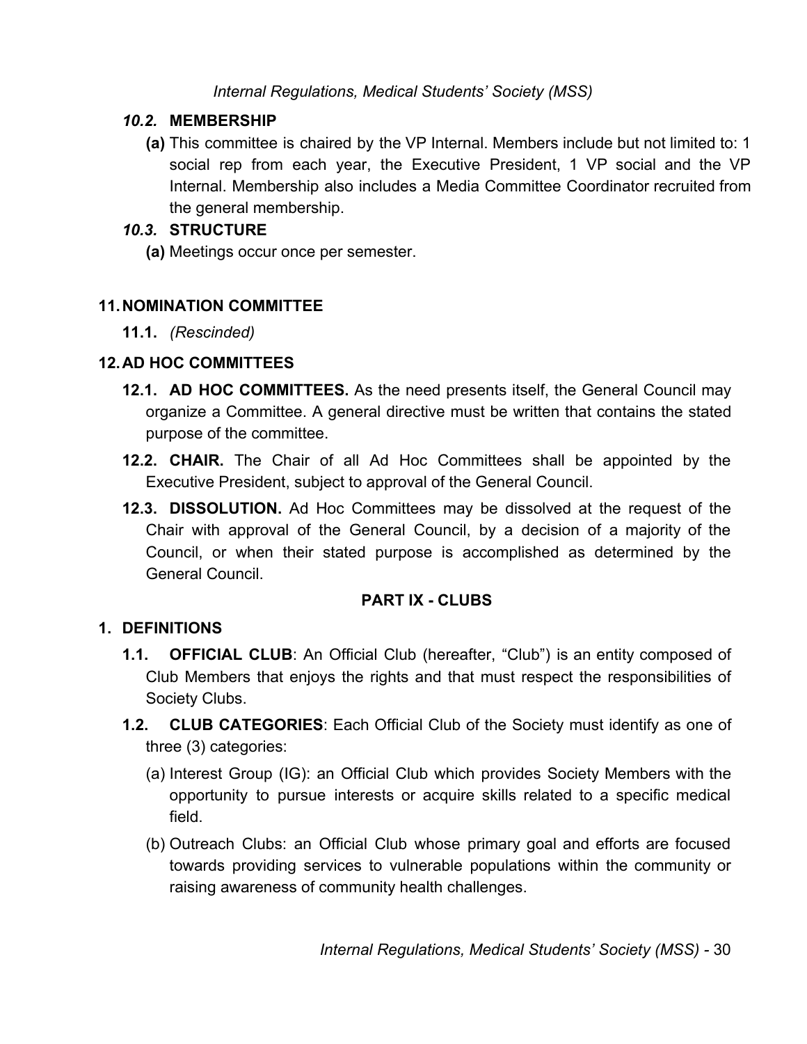### *10.2.* MEMBERSHIP

**(a)** This committee is chaired by the VP Internal. Members include but not limited to: 1 social rep from each year, the Executive President, 1 VP social and the VP Internal. Membership also includes a Media Committee Coordinator recruited from the general membership.

### *10.3.* STRUCTURE

**(a)** Meetings occur once per semester.

## 11. NOMINATION COMMITTEE

**11.1.** *(Rescinded)*

## 12. AD HOC COMMITTEES

**12.1. AD HOC COMMITTEES.** As the need presents itself, the General Council may organize a Committee. A general directive must be written that contains the stated purpose of the committee.

**12.2. CHAIR.** The Chair of all Ad Hoc Committees shall be appointed by the Executive President, subject to approval of the General Council.

**12.3. DISSOLUTION.** Ad Hoc Committees may be dissolved at the request of the Chair with approval of the General Council, by a decision of a majority of the Council, or when their stated purpose is accomplished as determined by the General Council.

# PART IX - CLUBS

## 1. DEFINITIONS

**1.1. OFFICIAL CLUB**: An Official Club (hereafter, "Club") is an entity composed of Club Members that enjoys the rights and that must respect the responsibilities of Society Clubs.

**1.2. CLUB CATEGORIES**: Each Official Club of the Society must identify as one of three (3) categories:

(a) Interest Group (IG): an Official Club which provides Society Members with the opportunity to pursue interests or acquire skills related to a specific medical field.

(b) Outreach Clubs: an Official Club whose primary goal and efforts are focused towards providing services to vulnerable populations within the community or raising awareness of community health challenges.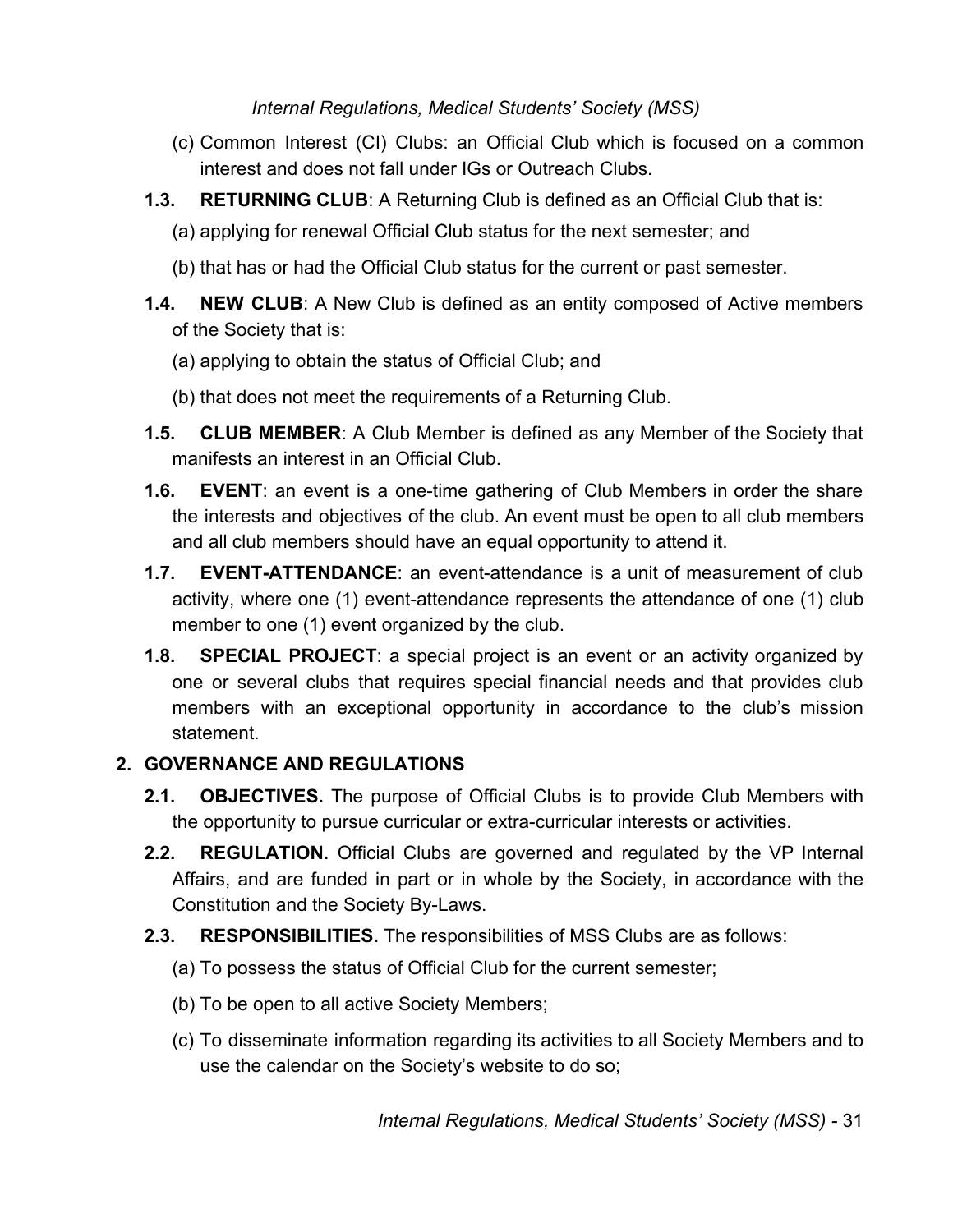(c) Common Interest (CI) Clubs: an Official Club which is focused on a common interest and does not fall under IGs or Outreach Clubs.

**1.3. RETURNING CLUB**: A Returning Club is defined as an Official Club that is:

(a) applying for renewal Official Club status for the next semester; and

(b) that has or had the Official Club status for the current or past semester.

**1.4. NEW CLUB**: A New Club is defined as an entity composed of Active members of the Society that is:

(a) applying to obtain the status of Official Club; and

(b) that does not meet the requirements of a Returning Club.

**1.5. CLUB MEMBER**: A Club Member is defined as any Member of the Society that manifests an interest in an Official Club.

**1.6. EVENT**: an event is a one-time gathering of Club Members in order the share the interests and objectives of the club. An event must be open to all club members and all club members should have an equal opportunity to attend it.

**1.7. EVENT-ATTENDANCE**: an event-attendance is a unit of measurement of club activity, where one (1) event-attendance represents the attendance of one (1) club member to one (1) event organized by the club.

**1.8. SPECIAL PROJECT**: a special project is an event or an activity organized by one or several clubs that requires special financial needs and that provides club members with an exceptional opportunity in accordance to the club's mission statement.

## 2. GOVERNANCE AND REGULATIONS

**2.1. OBJECTIVES.** The purpose of Official Clubs is to provide Club Members with the opportunity to pursue curricular or extra-curricular interests or activities.

**2.2. REGULATION.** Official Clubs are governed and regulated by the VP Internal Affairs, and are funded in part or in whole by the Society, in accordance with the Constitution and the Society By-Laws.

**2.3. RESPONSIBILITIES.** The responsibilities of MSS Clubs are as follows:

(a) To possess the status of Official Club for the current semester;

(b) To be open to all active Society Members;

(c) To disseminate information regarding its activities to all Society Members and to use the calendar on the Society's website to do so;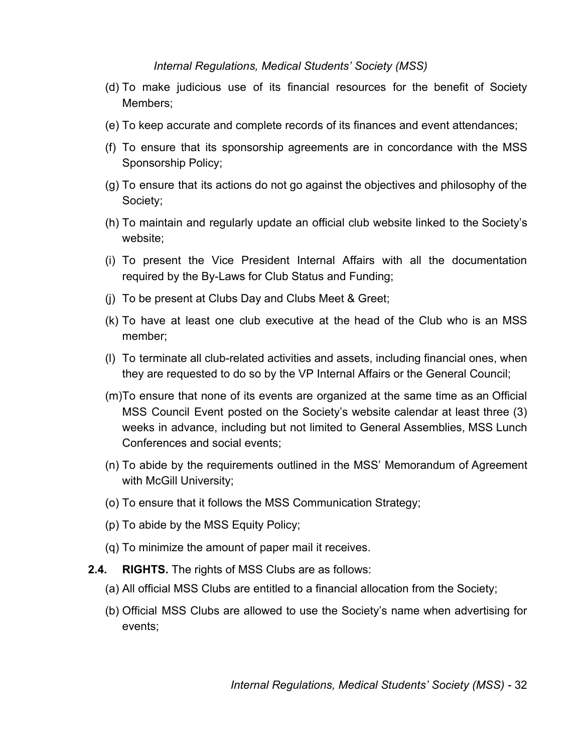(d) To make judicious use of its financial resources for the benefit of Society Members;

(e) To keep accurate and complete records of its finances and event attendances;

(f) To ensure that its sponsorship agreements are in concordance with the MSS Sponsorship Policy;

(g) To ensure that its actions do not go against the objectives and philosophy of the Society;

(h) To maintain and regularly update an official club website linked to the Society's website;

(i) To present the Vice President Internal Affairs with all the documentation required by the By-Laws for Club Status and Funding;

(j) To be present at Clubs Day and Clubs Meet & Greet;

(k) To have at least one club executive at the head of the Club who is an MSS member;

(l) To terminate all club-related activities and assets, including financial ones, when they are requested to do so by the VP Internal Affairs or the General Council;

(m) To ensure that none of its events are organized at the same time as an Official MSS Council Event posted on the Society's website calendar at least three (3) weeks in advance, including but not limited to General Assemblies, MSS Lunch Conferences and social events;

(n) To abide by the requirements outlined in the MSS' Memorandum of Agreement with McGill University;

(o) To ensure that it follows the MSS Communication Strategy;

(p) To abide by the MSS Equity Policy;

(q) To minimize the amount of paper mail it receives.

**2.4. RIGHTS.** The rights of MSS Clubs are as follows:

(a) All official MSS Clubs are entitled to a financial allocation from the Society;

(b) Official MSS Clubs are allowed to use the Society's name when advertising for events;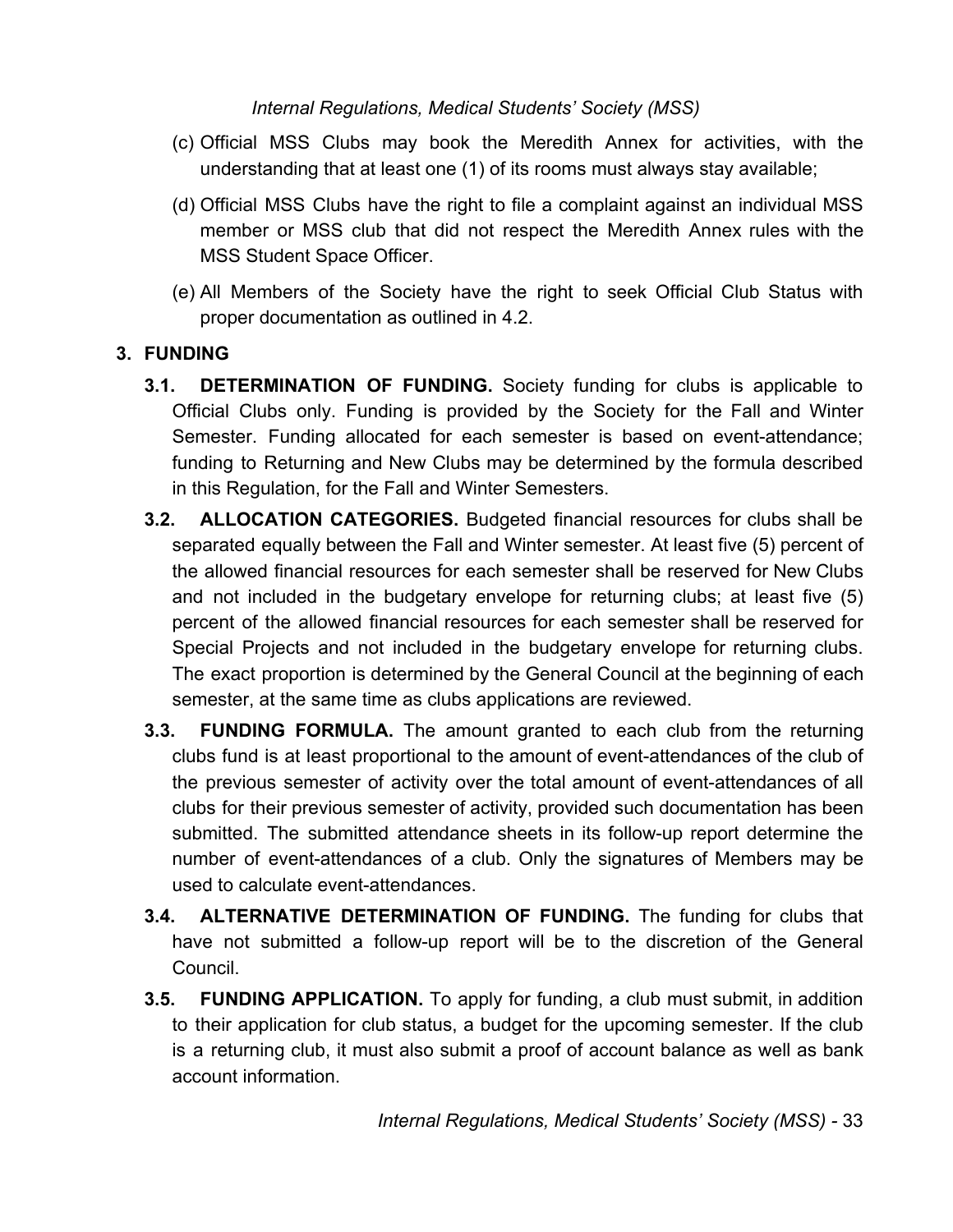(c) Official MSS Clubs may book the Meredith Annex for activities, with the understanding that at least one (1) of its rooms must always stay available;

(d) Official MSS Clubs have the right to file a complaint against an individual MSS member or MSS club that did not respect the Meredith Annex rules with the MSS Student Space Officer.

(e) All Members of the Society have the right to seek Official Club Status with proper documentation as outlined in 4.2.

## 3. FUNDING

**3.1. DETERMINATION OF FUNDING.** Society funding for clubs is applicable to Official Clubs only. Funding is provided by the Society for the Fall and Winter Semester. Funding allocated for each semester is based on event-attendance; funding to Returning and New Clubs may be determined by the formula described in this Regulation, for the Fall and Winter Semesters.

**3.2. ALLOCATION CATEGORIES.** Budgeted financial resources for clubs shall be separated equally between the Fall and Winter semester. At least five (5) percent of the allowed financial resources for each semester shall be reserved for New Clubs and not included in the budgetary envelope for returning clubs; at least five (5) percent of the allowed financial resources for each semester shall be reserved for Special Projects and not included in the budgetary envelope for returning clubs. The exact proportion is determined by the General Council at the beginning of each semester, at the same time as clubs applications are reviewed.

**3.3. FUNDING FORMULA.** The amount granted to each club from the returning clubs fund is at least proportional to the amount of event-attendances of the club of the previous semester of activity over the total amount of event-attendances of all clubs for their previous semester of activity, provided such documentation has been submitted. The submitted attendance sheets in its follow-up report determine the number of event-attendances of a club. Only the signatures of Members may be used to calculate event-attendances.

**3.4. ALTERNATIVE DETERMINATION OF FUNDING.** The funding for clubs that have not submitted a follow-up report will be to the discretion of the General Council.

**3.5. FUNDING APPLICATION.** To apply for funding, a club must submit, in addition to their application for club status, a budget for the upcoming semester. If the club is a returning club, it must also submit a proof of account balance as well as bank account information.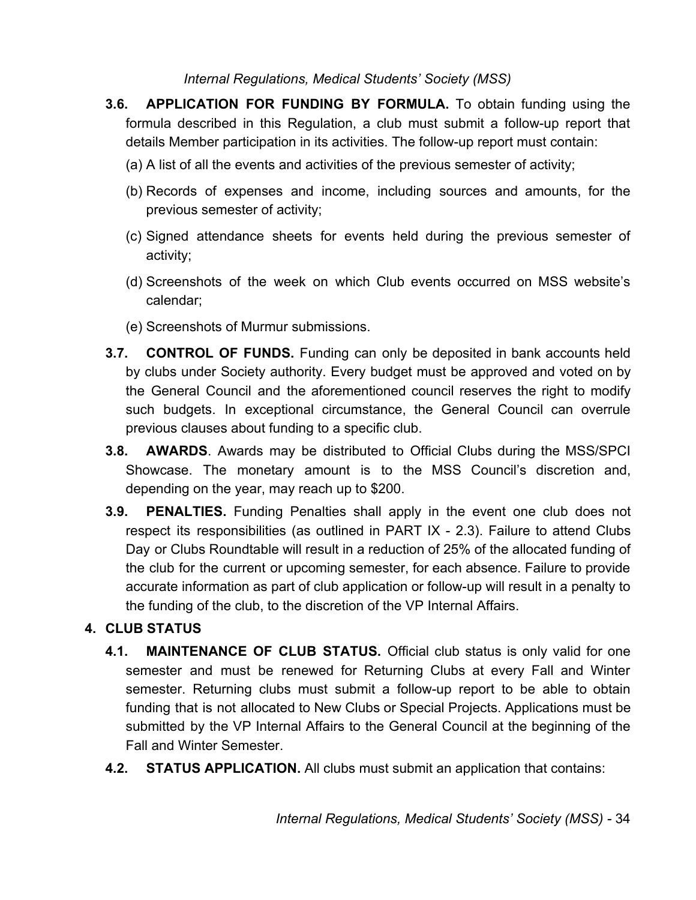**3.6. APPLICATION FOR FUNDING BY FORMULA.** To obtain funding using the formula described in this Regulation, a club must submit a follow-up report that details Member participation in its activities. The follow-up report must contain:

(a) A list of all the events and activities of the previous semester of activity;

(b) Records of expenses and income, including sources and amounts, for the previous semester of activity;

(c) Signed attendance sheets for events held during the previous semester of activity;

(d) Screenshots of the week on which Club events occurred on MSS website's calendar;

(e) Screenshots of Murmur submissions.

**3.7. CONTROL OF FUNDS.** Funding can only be deposited in bank accounts held by clubs under Society authority. Every budget must be approved and voted on by the General Council and the aforementioned council reserves the right to modify such budgets. In exceptional circumstance, the General Council can overrule previous clauses about funding to a specific club.

**3.8. AWARDS**. Awards may be distributed to Official Clubs during the MSS/SPCI Showcase. The monetary amount is to the MSS Council's discretion and, depending on the year, may reach up to $200.

**3.9. PENALTIES.** Funding Penalties shall apply in the event one club does not respect its responsibilities (as outlined in PART IX - 2.3). Failure to attend Clubs Day or Clubs Roundtable will result in a reduction of 25% of the allocated funding of the club for the current or upcoming semester, for each absence. Failure to provide accurate information as part of club application or follow-up will result in a penalty to the funding of the club, to the discretion of the VP Internal Affairs.

## 4. CLUB STATUS

**4.1. MAINTENANCE OF CLUB STATUS.** Official club status is only valid for one semester and must be renewed for Returning Clubs at every Fall and Winter semester. Returning clubs must submit a follow-up report to be able to obtain funding that is not allocated to New Clubs or Special Projects. Applications must be submitted by the VP Internal Affairs to the General Council at the beginning of the Fall and Winter Semester.

**4.2. STATUS APPLICATION.** All clubs must submit an application that contains: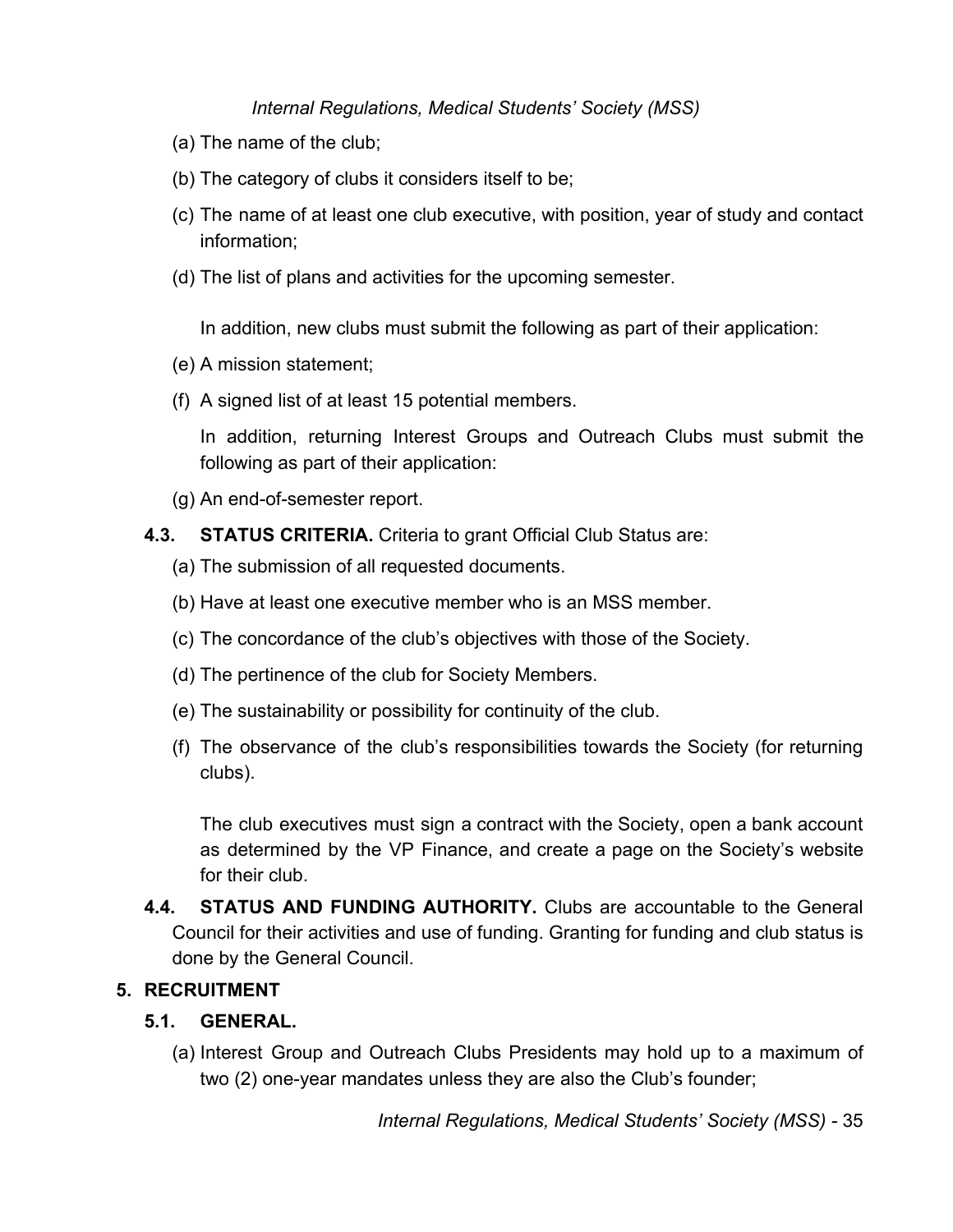(a) The name of the club;

(b) The category of clubs it considers itself to be;

(c) The name of at least one club executive, with position, year of study and contact information;

(d) The list of plans and activities for the upcoming semester.

In addition, new clubs must submit the following as part of their application:

(e) A mission statement;

(f) A signed list of at least 15 potential members.

In addition, returning Interest Groups and Outreach Clubs must submit the following as part of their application:

(g) An end-of-semester report.

**4.3. STATUS CRITERIA.** Criteria to grant Official Club Status are:

(a) The submission of all requested documents.

(b) Have at least one executive member who is an MSS member.

(c) The concordance of the club's objectives with those of the Society.

(d) The pertinence of the club for Society Members.

(e) The sustainability or possibility for continuity of the club.

(f) The observance of the club's responsibilities towards the Society (for returning clubs).

The club executives must sign a contract with the Society, open a bank account as determined by the VP Finance, and create a page on the Society's website for their club.

**4.4. STATUS AND FUNDING AUTHORITY.** Clubs are accountable to the General Council for their activities and use of funding. Granting for funding and club status is done by the General Council.

## 5. RECRUITMENT

### 5.1. GENERAL.

(a) Interest Group and Outreach Clubs Presidents may hold up to a maximum of two (2) one-year mandates unless they are also the Club's founder;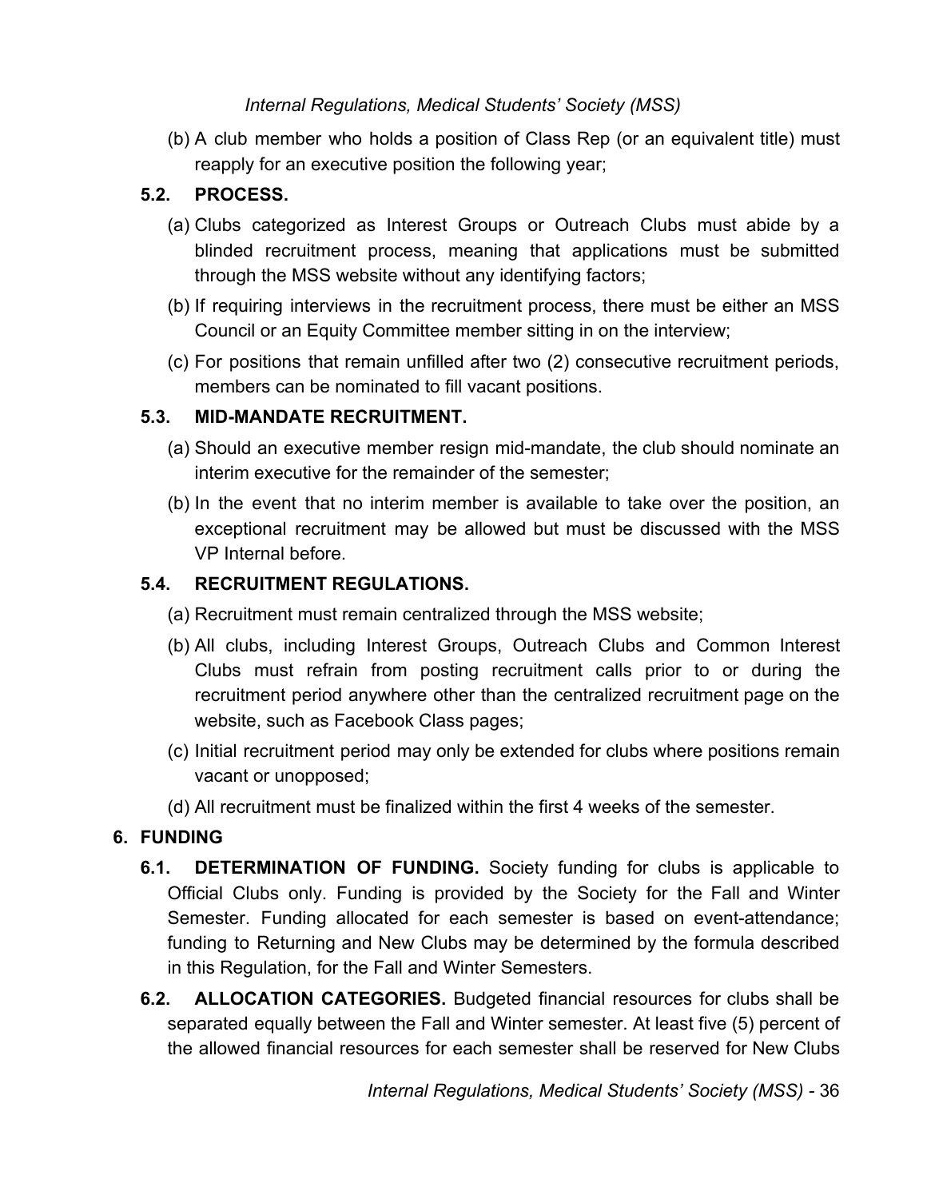(b) A club member who holds a position of Class Rep (or an equivalent title) must reapply for an executive position the following year;

### 5.2. PROCESS.

(a) Clubs categorized as Interest Groups or Outreach Clubs must abide by a blinded recruitment process, meaning that applications must be submitted through the MSS website without any identifying factors;

(b) If requiring interviews in the recruitment process, there must be either an MSS Council or an Equity Committee member sitting in on the interview;

(c) For positions that remain unfilled after two (2) consecutive recruitment periods, members can be nominated to fill vacant positions.

### 5.3. MID-MANDATE RECRUITMENT.

(a) Should an executive member resign mid-mandate, the club should nominate an interim executive for the remainder of the semester;

(b) In the event that no interim member is available to take over the position, an exceptional recruitment may be allowed but must be discussed with the MSS VP Internal before.

### 5.4. RECRUITMENT REGULATIONS.

(a) Recruitment must remain centralized through the MSS website;

(b) All clubs, including Interest Groups, Outreach Clubs and Common Interest Clubs must refrain from posting recruitment calls prior to or during the recruitment period anywhere other than the centralized recruitment page on the website, such as Facebook Class pages;

(c) Initial recruitment period may only be extended for clubs where positions remain vacant or unopposed;

(d) All recruitment must be finalized within the first 4 weeks of the semester.

## 6. FUNDING

**6.1. DETERMINATION OF FUNDING.** Society funding for clubs is applicable to Official Clubs only. Funding is provided by the Society for the Fall and Winter Semester. Funding allocated for each semester is based on event-attendance; funding to Returning and New Clubs may be determined by the formula described in this Regulation, for the Fall and Winter Semesters.

**6.2. ALLOCATION CATEGORIES.** Budgeted financial resources for clubs shall be separated equally between the Fall and Winter semester. At least five (5) percent of the allowed financial resources for each semester shall be reserved for New Clubs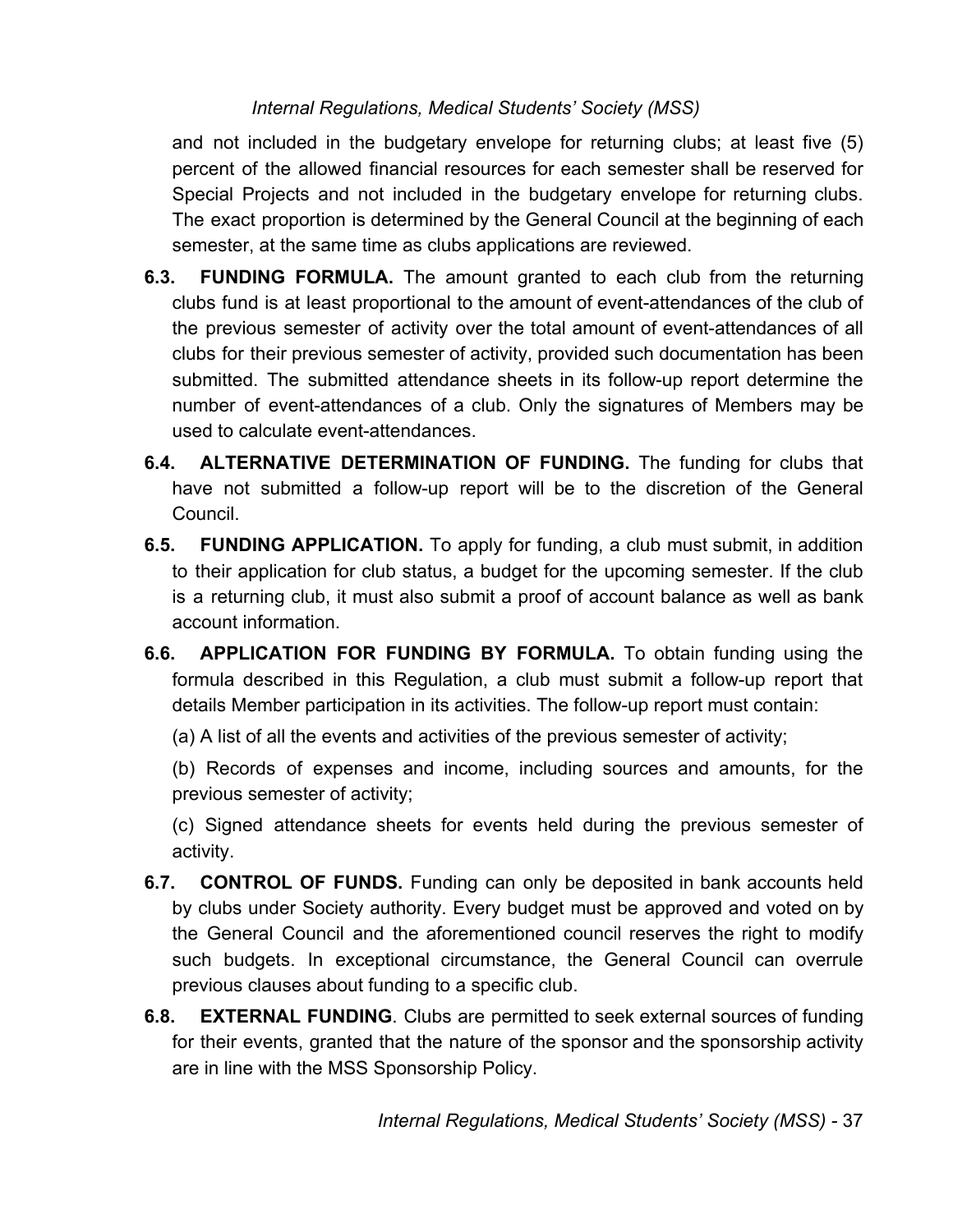and not included in the budgetary envelope for returning clubs; at least five (5) percent of the allowed financial resources for each semester shall be reserved for Special Projects and not included in the budgetary envelope for returning clubs. The exact proportion is determined by the General Council at the beginning of each semester, at the same time as clubs applications are reviewed.

**6.3. FUNDING FORMULA.** The amount granted to each club from the returning clubs fund is at least proportional to the amount of event-attendances of the club of the previous semester of activity over the total amount of event-attendances of all clubs for their previous semester of activity, provided such documentation has been submitted. The submitted attendance sheets in its follow-up report determine the number of event-attendances of a club. Only the signatures of Members may be used to calculate event-attendances.

**6.4. ALTERNATIVE DETERMINATION OF FUNDING.** The funding for clubs that have not submitted a follow-up report will be to the discretion of the General Council.

**6.5. FUNDING APPLICATION.** To apply for funding, a club must submit, in addition to their application for club status, a budget for the upcoming semester. If the club is a returning club, it must also submit a proof of account balance as well as bank account information.

**6.6. APPLICATION FOR FUNDING BY FORMULA.** To obtain funding using the formula described in this Regulation, a club must submit a follow-up report that details Member participation in its activities. The follow-up report must contain:

(a) A list of all the events and activities of the previous semester of activity;

(b) Records of expenses and income, including sources and amounts, for the previous semester of activity;

(c) Signed attendance sheets for events held during the previous semester of activity.

**6.7. CONTROL OF FUNDS.** Funding can only be deposited in bank accounts held by clubs under Society authority. Every budget must be approved and voted on by the General Council and the aforementioned council reserves the right to modify such budgets. In exceptional circumstance, the General Council can overrule previous clauses about funding to a specific club.

**6.8. EXTERNAL FUNDING**. Clubs are permitted to seek external sources of funding for their events, granted that the nature of the sponsor and the sponsorship activity are in line with the MSS Sponsorship Policy.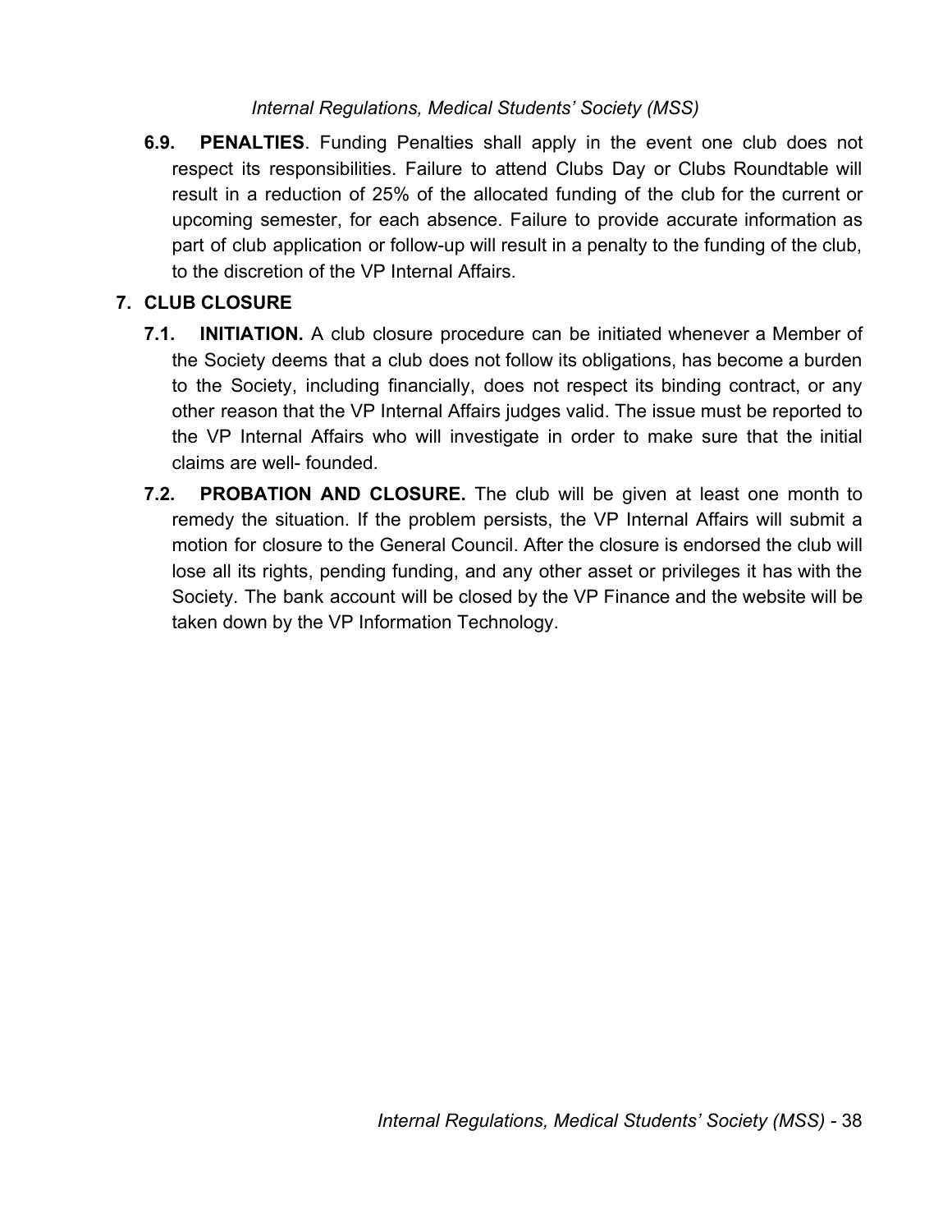**6.9. PENALTIES**. Funding Penalties shall apply in the event one club does not respect its responsibilities. Failure to attend Clubs Day or Clubs Roundtable will result in a reduction of 25% of the allocated funding of the club for the current or upcoming semester, for each absence. Failure to provide accurate information as part of club application or follow-up will result in a penalty to the funding of the club, to the discretion of the VP Internal Affairs.

## 7. CLUB CLOSURE

**7.1. INITIATION.** A club closure procedure can be initiated whenever a Member of the Society deems that a club does not follow its obligations, has become a burden to the Society, including financially, does not respect its binding contract, or any other reason that the VP Internal Affairs judges valid. The issue must be reported to the VP Internal Affairs who will investigate in order to make sure that the initial claims are well- founded.

**7.2. PROBATION AND CLOSURE.** The club will be given at least one month to remedy the situation. If the problem persists, the VP Internal Affairs will submit a motion for closure to the General Council. After the closure is endorsed the club will lose all its rights, pending funding, and any other asset or privileges it has with the Society. The bank account will be closed by the VP Finance and the website will be taken down by the VP Information Technology.